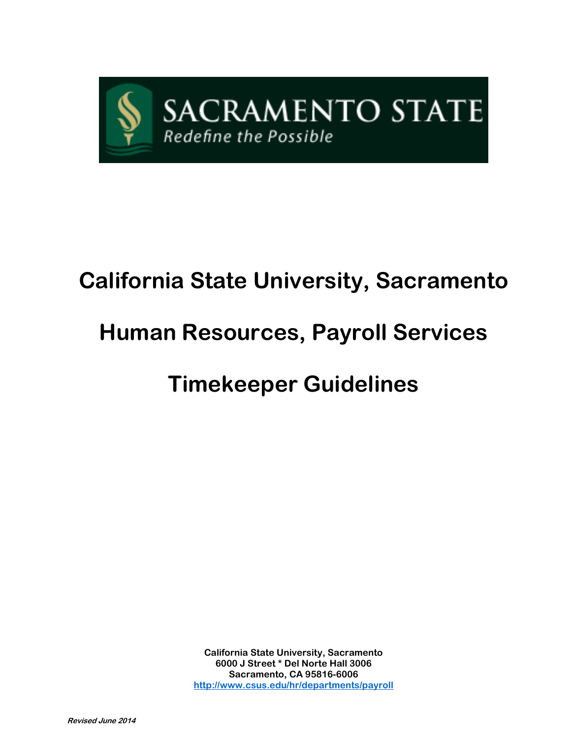SACRAMENTO STATE

*Redefine the Possible*

# California State University, Sacramento

# Human Resources, Payroll Services

# Timekeeper Guidelines

**California State University, Sacramento**
**6000 J Street * Del Norte Hall 3006**
**Sacramento, CA 95816-6006**
**http://www.csus.edu/hr/departments/payroll**

***Revised June 2014***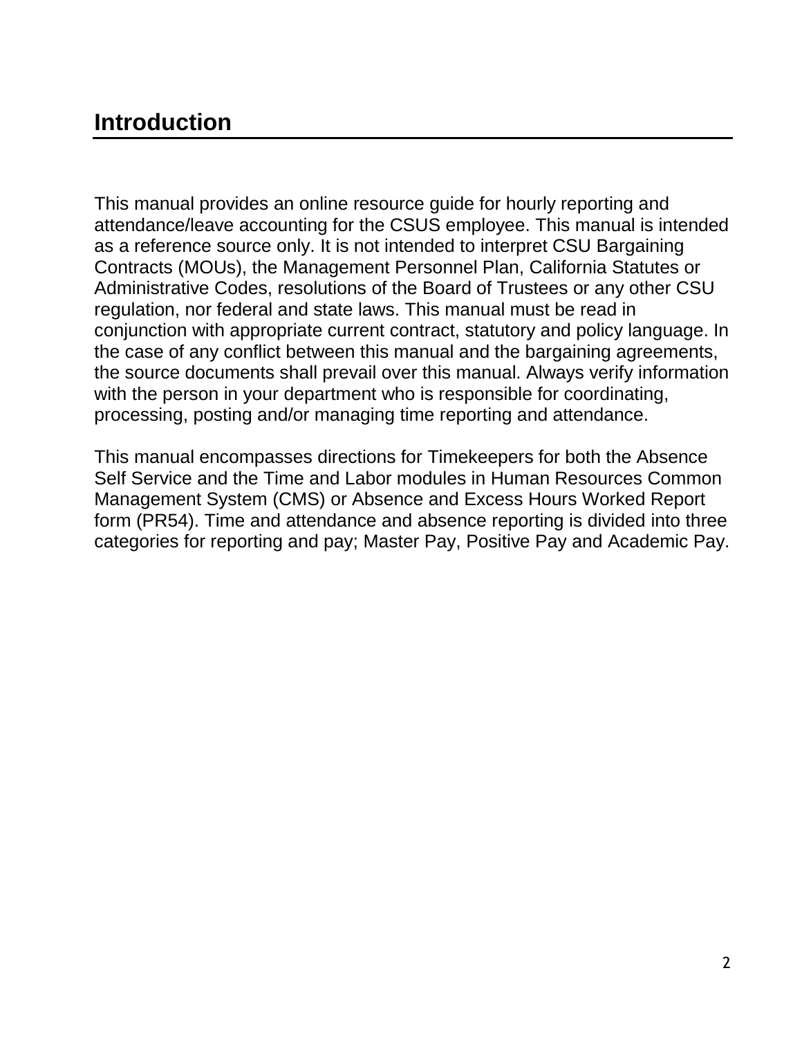# Introduction

This manual provides an online resource guide for hourly reporting and attendance/leave accounting for the CSUS employee. This manual is intended as a reference source only. It is not intended to interpret CSU Bargaining Contracts (MOUs), the Management Personnel Plan, California Statutes or Administrative Codes, resolutions of the Board of Trustees or any other CSU regulation, nor federal and state laws. This manual must be read in conjunction with appropriate current contract, statutory and policy language. In the case of any conflict between this manual and the bargaining agreements, the source documents shall prevail over this manual. Always verify information with the person in your department who is responsible for coordinating, processing, posting and/or managing time reporting and attendance.

This manual encompasses directions for Timekeepers for both the Absence Self Service and the Time and Labor modules in Human Resources Common Management System (CMS) or Absence and Excess Hours Worked Report form (PR54). Time and attendance and absence reporting is divided into three categories for reporting and pay; Master Pay, Positive Pay and Academic Pay.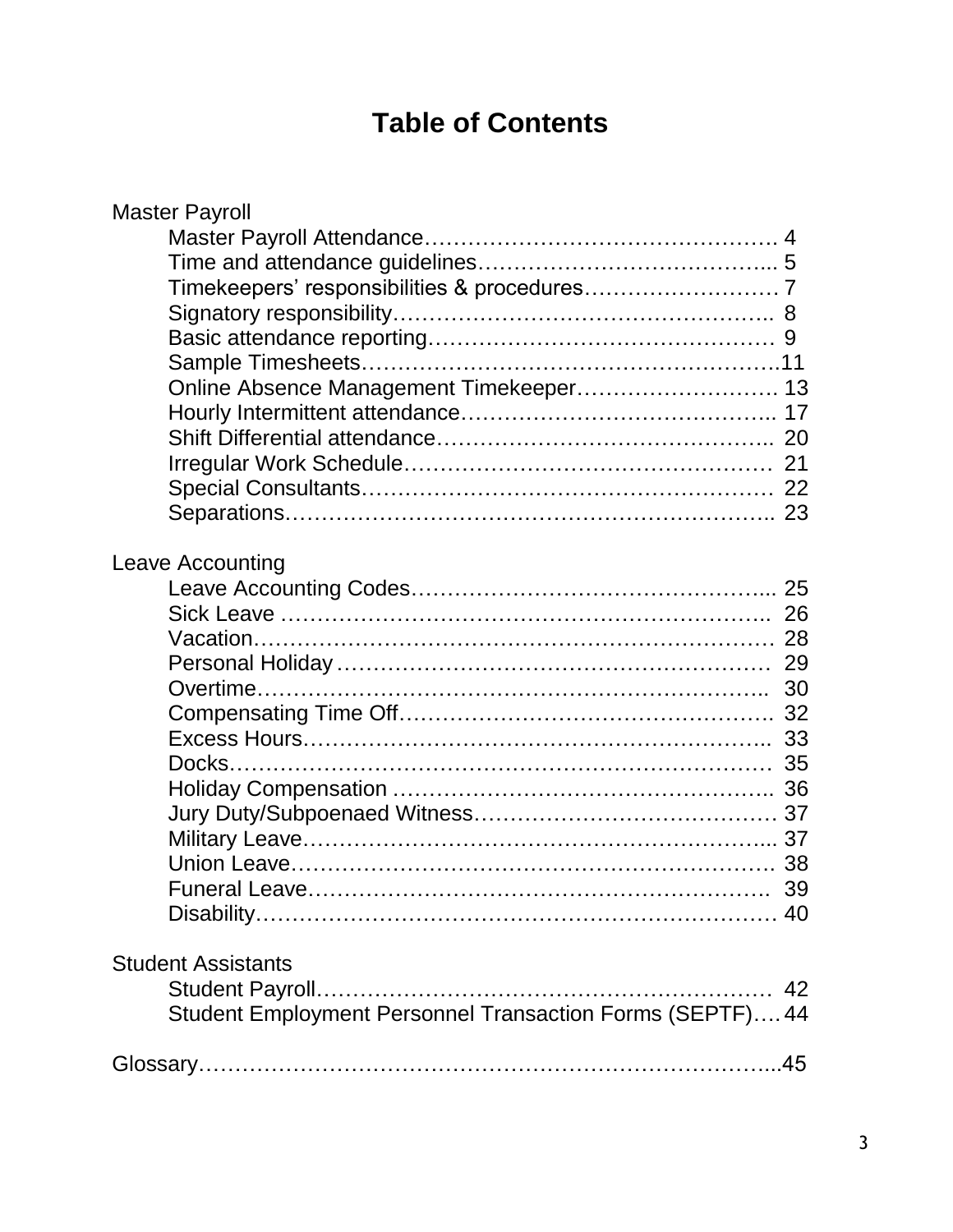# Table of Contents

Master Payroll

- Master Payroll Attendance………………………………………… 4
- Time and attendance guidelines…………………………………... 5
- Timekeepers' responsibilities & procedures……………………… 7
- Signatory responsibility…………………………………………….. 8
- Basic attendance reporting………………………………………… 9
- Sample Timesheets………………………………………………..11
- Online Absence Management Timekeeper………………………. 13
- Hourly Intermittent attendance…………………………………….. 17
- Shift Differential attendance……………………………………….. 20
- Irregular Work Schedule…………………………………………… 21
- Special Consultants………………………………………………… 22
- Separations………………………………………………………….. 23

Leave Accounting

- Leave Accounting Codes…………………………………………... 25
- Sick Leave …………………………………………………………... 26
- Vacation……………………………………………………………… 28
- Personal Holiday …………………………………………………… 29
- Overtime……………………………………………………………... 30
- Compensating Time Off……………………………………………. 32
- Excess Hours………………………………………………………... 33
- Docks………………………………………………………………… 35
- Holiday Compensation …………………………………………….. 36
- Jury Duty/Subpoenaed Witness…………………………………… 37
- Military Leave………………………………………………………... 37
- Union Leave…………………………………………………………. 38
- Funeral Leave……………………………………………………….. 39
- Disability……………………………………………………………… 40

Student Assistants

- Student Payroll………………………………………………………. 42
- Student Employment Personnel Transaction Forms (SEPTF)…. 44

Glossary…………………………………………………………………...45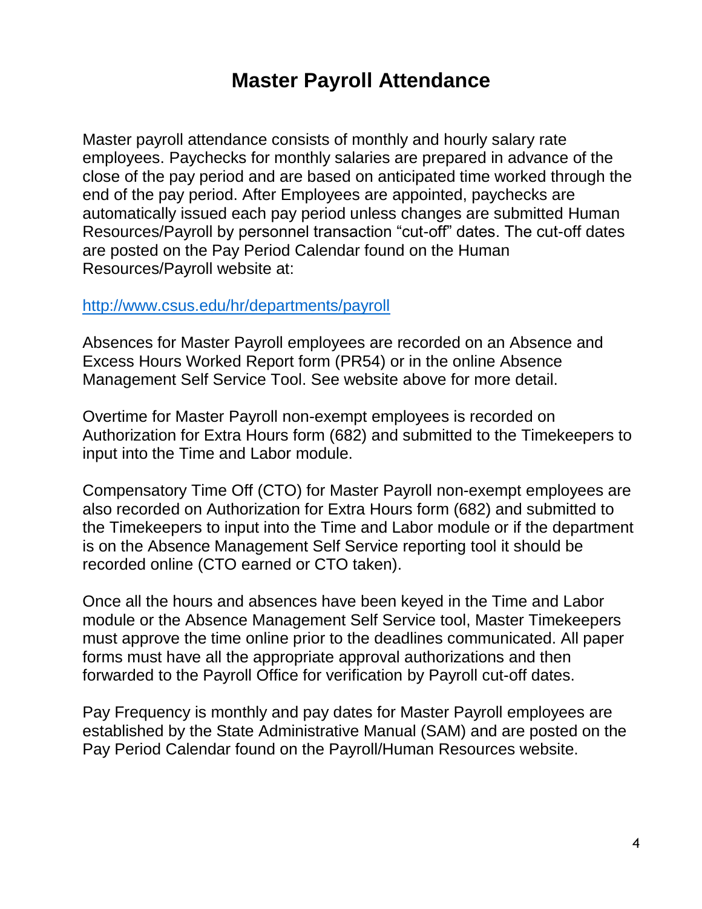# Master Payroll Attendance

Master payroll attendance consists of monthly and hourly salary rate employees. Paychecks for monthly salaries are prepared in advance of the close of the pay period and are based on anticipated time worked through the end of the pay period. After Employees are appointed, paychecks are automatically issued each pay period unless changes are submitted Human Resources/Payroll by personnel transaction "cut-off" dates. The cut-off dates are posted on the Pay Period Calendar found on the Human Resources/Payroll website at:

http://www.csus.edu/hr/departments/payroll

Absences for Master Payroll employees are recorded on an Absence and Excess Hours Worked Report form (PR54) or in the online Absence Management Self Service Tool. See website above for more detail.

Overtime for Master Payroll non-exempt employees is recorded on Authorization for Extra Hours form (682) and submitted to the Timekeepers to input into the Time and Labor module.

Compensatory Time Off (CTO) for Master Payroll non-exempt employees are also recorded on Authorization for Extra Hours form (682) and submitted to the Timekeepers to input into the Time and Labor module or if the department is on the Absence Management Self Service reporting tool it should be recorded online (CTO earned or CTO taken).

Once all the hours and absences have been keyed in the Time and Labor module or the Absence Management Self Service tool, Master Timekeepers must approve the time online prior to the deadlines communicated. All paper forms must have all the appropriate approval authorizations and then forwarded to the Payroll Office for verification by Payroll cut-off dates.

Pay Frequency is monthly and pay dates for Master Payroll employees are established by the State Administrative Manual (SAM) and are posted on the Pay Period Calendar found on the Payroll/Human Resources website.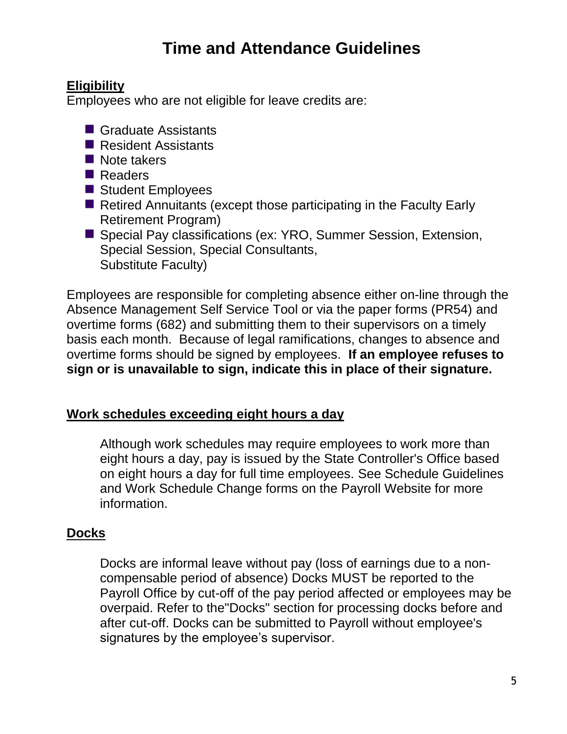# Time and Attendance Guidelines

## Eligibility

Employees who are not eligible for leave credits are:

- Graduate Assistants
- Resident Assistants
- Note takers
- Readers
- Student Employees
- Retired Annuitants (except those participating in the Faculty Early Retirement Program)
- Special Pay classifications (ex: YRO, Summer Session, Extension, Special Session, Special Consultants, Substitute Faculty)

Employees are responsible for completing absence either on-line through the Absence Management Self Service Tool or via the paper forms (PR54) and overtime forms (682) and submitting them to their supervisors on a timely basis each month. Because of legal ramifications, changes to absence and overtime forms should be signed by employees. **If an employee refuses to sign or is unavailable to sign, indicate this in place of their signature.**

## Work schedules exceeding eight hours a day

Although work schedules may require employees to work more than eight hours a day, pay is issued by the State Controller's Office based on eight hours a day for full time employees. See Schedule Guidelines and Work Schedule Change forms on the Payroll Website for more information.

## Docks

Docks are informal leave without pay (loss of earnings due to a non-compensable period of absence) Docks MUST be reported to the Payroll Office by cut-off of the pay period affected or employees may be overpaid. Refer to the"Docks" section for processing docks before and after cut-off. Docks can be submitted to Payroll without employee's signatures by the employee's supervisor.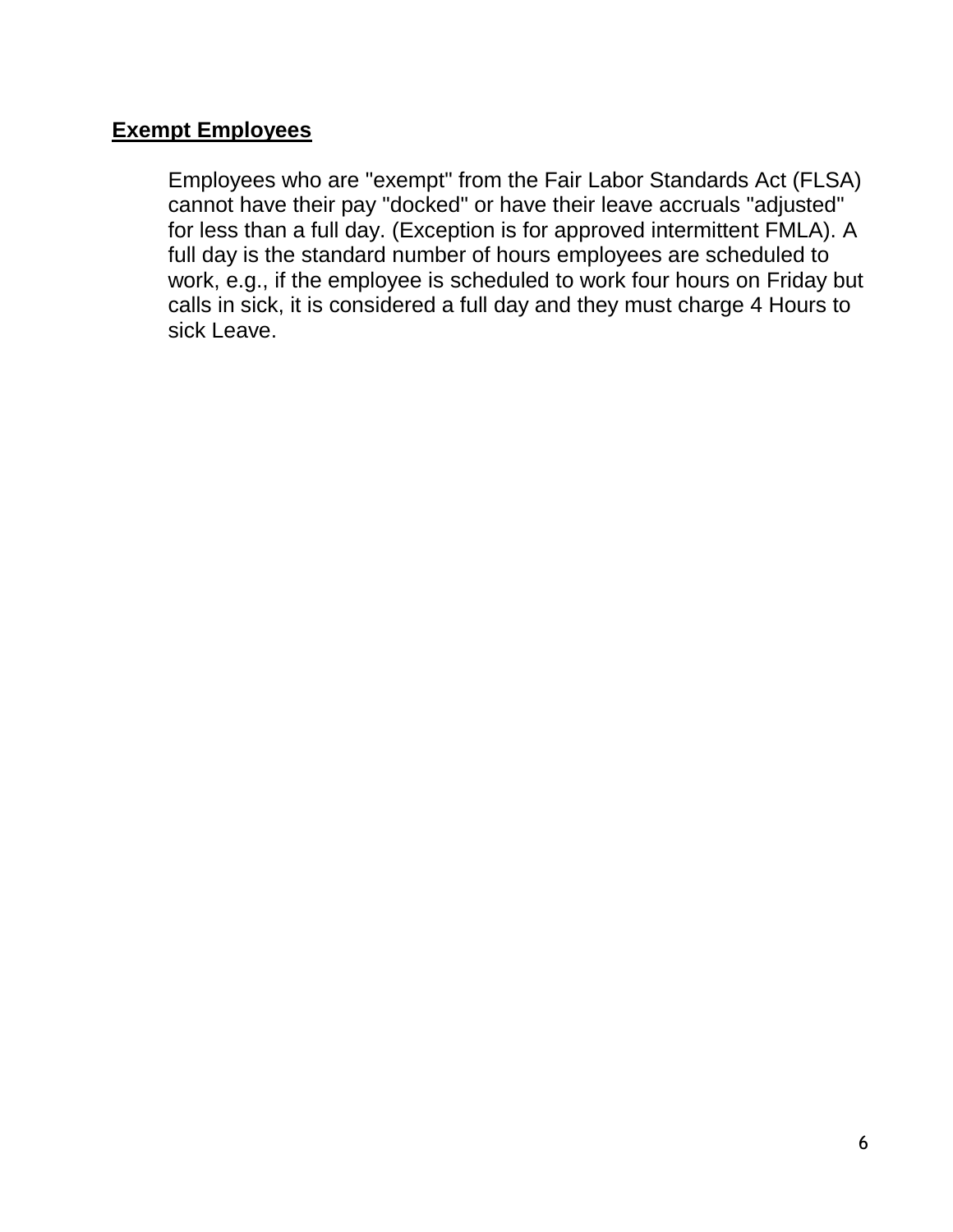## **Exempt Employees**

Employees who are "exempt" from the Fair Labor Standards Act (FLSA) cannot have their pay "docked" or have their leave accruals "adjusted" for less than a full day. (Exception is for approved intermittent FMLA). A full day is the standard number of hours employees are scheduled to work, e.g., if the employee is scheduled to work four hours on Friday but calls in sick, it is considered a full day and they must charge 4 Hours to sick Leave.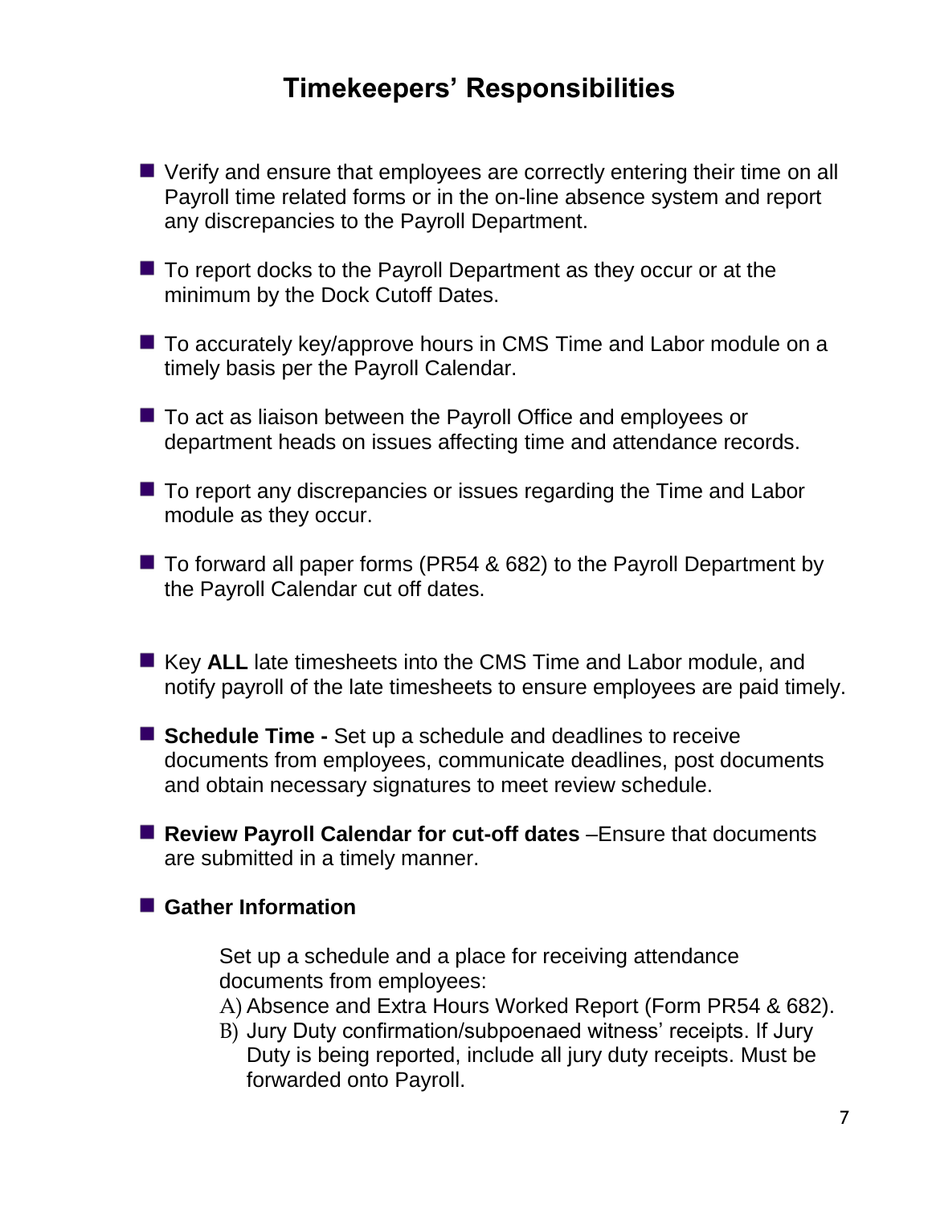# Timekeepers' Responsibilities

- Verify and ensure that employees are correctly entering their time on all Payroll time related forms or in the on-line absence system and report any discrepancies to the Payroll Department.
- To report docks to the Payroll Department as they occur or at the minimum by the Dock Cutoff Dates.
- To accurately key/approve hours in CMS Time and Labor module on a timely basis per the Payroll Calendar.
- To act as liaison between the Payroll Office and employees or department heads on issues affecting time and attendance records.
- To report any discrepancies or issues regarding the Time and Labor module as they occur.
- To forward all paper forms (PR54 & 682) to the Payroll Department by the Payroll Calendar cut off dates.
- Key **ALL** late timesheets into the CMS Time and Labor module, and notify payroll of the late timesheets to ensure employees are paid timely.
- **Schedule Time -** Set up a schedule and deadlines to receive documents from employees, communicate deadlines, post documents and obtain necessary signatures to meet review schedule.
- **Review Payroll Calendar for cut-off dates** –Ensure that documents are submitted in a timely manner.
- **Gather Information**

  Set up a schedule and a place for receiving attendance documents from employees:

  A) Absence and Extra Hours Worked Report (Form PR54 & 682).

  B) Jury Duty confirmation/subpoenaed witness' receipts. If Jury Duty is being reported, include all jury duty receipts. Must be forwarded onto Payroll.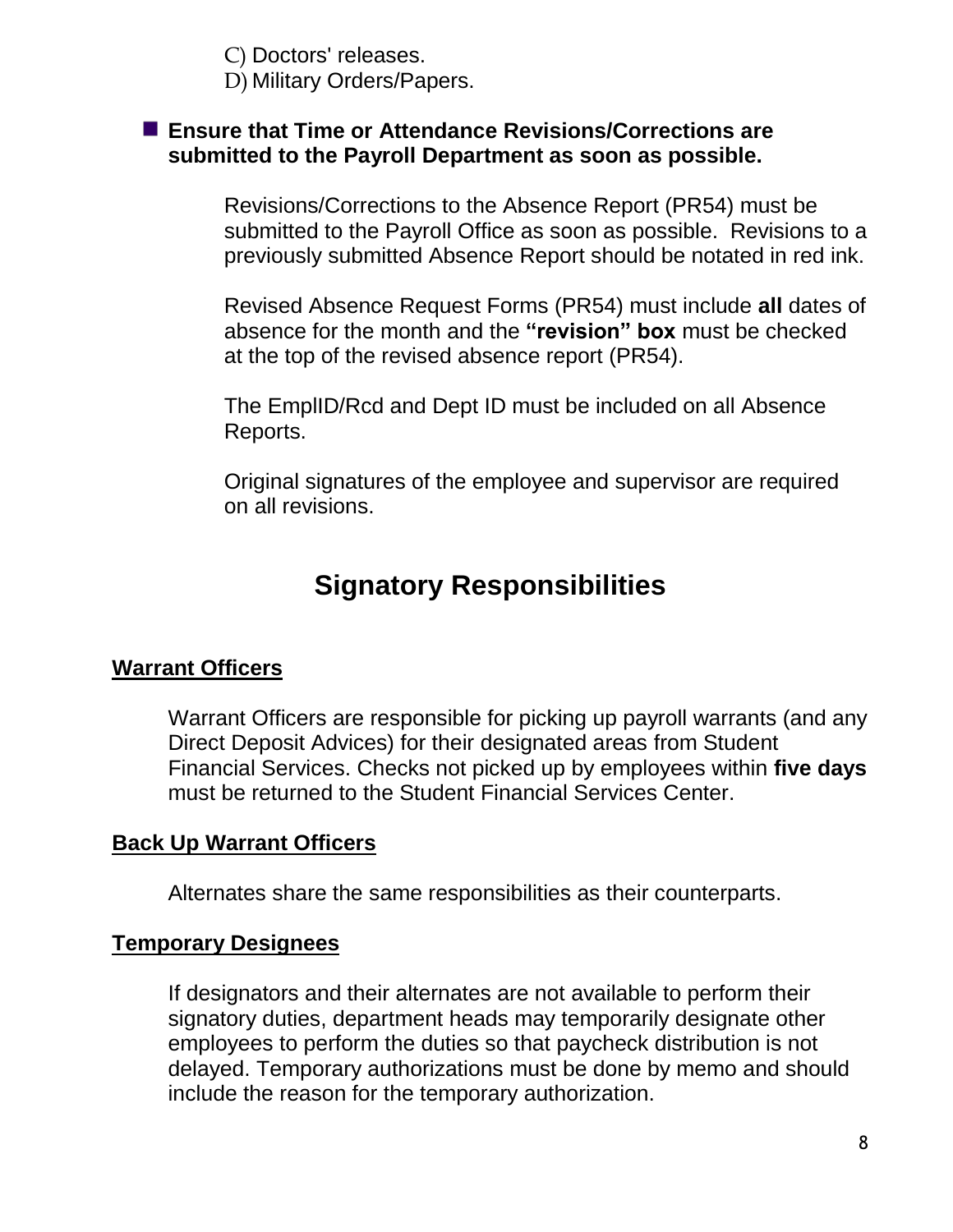C) Doctors' releases.
D) Military Orders/Papers.

- **Ensure that Time or Attendance Revisions/Corrections are submitted to the Payroll Department as soon as possible.**

    Revisions/Corrections to the Absence Report (PR54) must be submitted to the Payroll Office as soon as possible. Revisions to a previously submitted Absence Report should be notated in red ink.

    Revised Absence Request Forms (PR54) must include **all** dates of absence for the month and the **"revision" box** must be checked at the top of the revised absence report (PR54).

    The EmplID/Rcd and Dept ID must be included on all Absence Reports.

    Original signatures of the employee and supervisor are required on all revisions.

# Signatory Responsibilities

## Warrant Officers

Warrant Officers are responsible for picking up payroll warrants (and any Direct Deposit Advices) for their designated areas from Student Financial Services. Checks not picked up by employees within **five days** must be returned to the Student Financial Services Center.

## Back Up Warrant Officers

Alternates share the same responsibilities as their counterparts.

## Temporary Designees

If designators and their alternates are not available to perform their signatory duties, department heads may temporarily designate other employees to perform the duties so that paycheck distribution is not delayed. Temporary authorizations must be done by memo and should include the reason for the temporary authorization.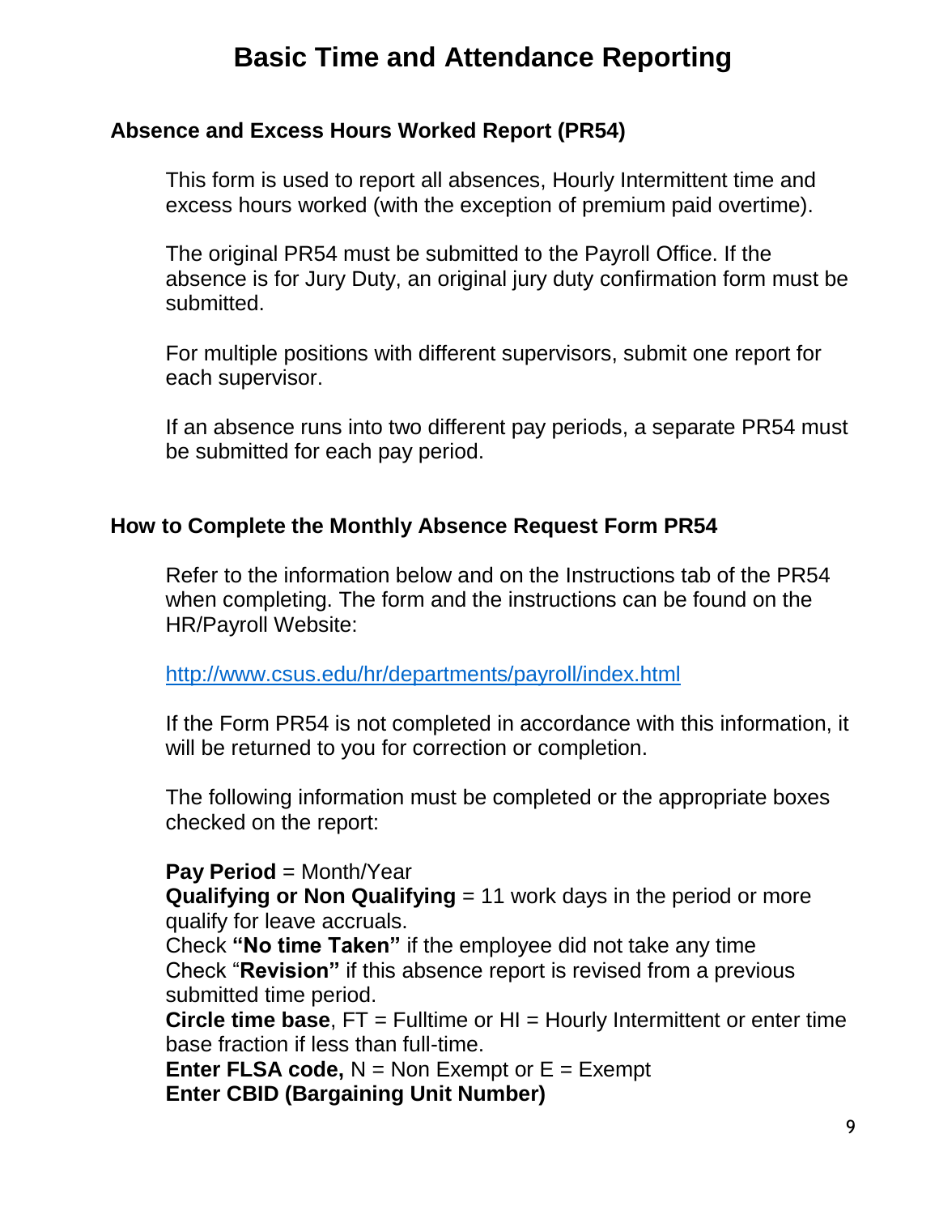# Basic Time and Attendance Reporting

## Absence and Excess Hours Worked Report (PR54)

This form is used to report all absences, Hourly Intermittent time and excess hours worked (with the exception of premium paid overtime).

The original PR54 must be submitted to the Payroll Office. If the absence is for Jury Duty, an original jury duty confirmation form must be submitted.

For multiple positions with different supervisors, submit one report for each supervisor.

If an absence runs into two different pay periods, a separate PR54 must be submitted for each pay period.

## How to Complete the Monthly Absence Request Form PR54

Refer to the information below and on the Instructions tab of the PR54 when completing. The form and the instructions can be found on the HR/Payroll Website:

http://www.csus.edu/hr/departments/payroll/index.html

If the Form PR54 is not completed in accordance with this information, it will be returned to you for correction or completion.

The following information must be completed or the appropriate boxes checked on the report:

**Pay Period** = Month/Year
**Qualifying or Non Qualifying** = 11 work days in the period or more qualify for leave accruals.
Check **"No time Taken"** if the employee did not take any time
Check "**Revision"** if this absence report is revised from a previous submitted time period.
**Circle time base**, FT = Fulltime or HI = Hourly Intermittent or enter time base fraction if less than full-time.
**Enter FLSA code,** N = Non Exempt or E = Exempt
**Enter CBID (Bargaining Unit Number)**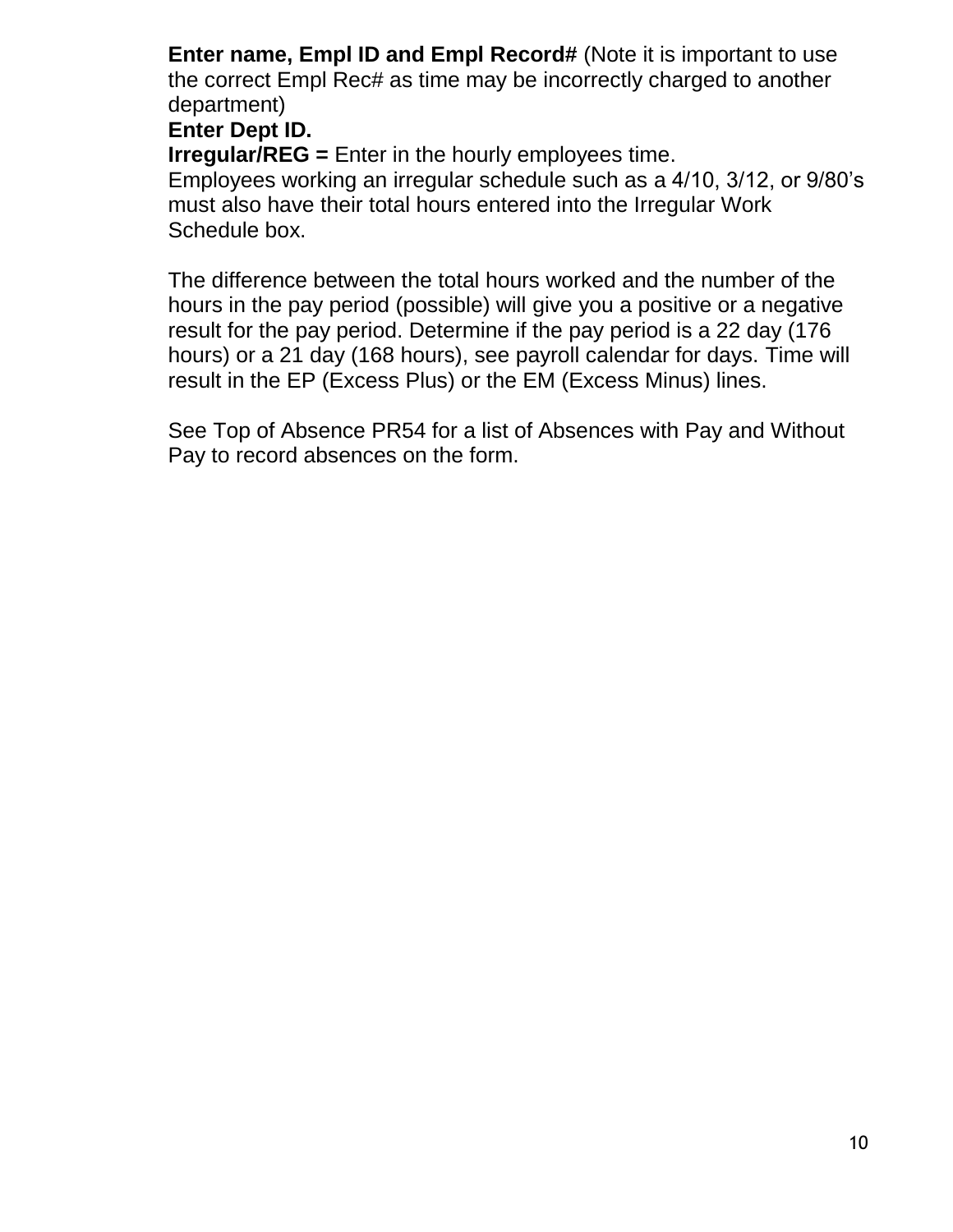**Enter name, Empl ID and Empl Record#** (Note it is important to use the correct Empl Rec# as time may be incorrectly charged to another department)

**Enter Dept ID.**

**Irregular/REG =** Enter in the hourly employees time.
Employees working an irregular schedule such as a 4/10, 3/12, or 9/80's must also have their total hours entered into the Irregular Work Schedule box.

The difference between the total hours worked and the number of the hours in the pay period (possible) will give you a positive or a negative result for the pay period. Determine if the pay period is a 22 day (176 hours) or a 21 day (168 hours), see payroll calendar for days. Time will result in the EP (Excess Plus) or the EM (Excess Minus) lines.

See Top of Absence PR54 for a list of Absences with Pay and Without Pay to record absences on the form.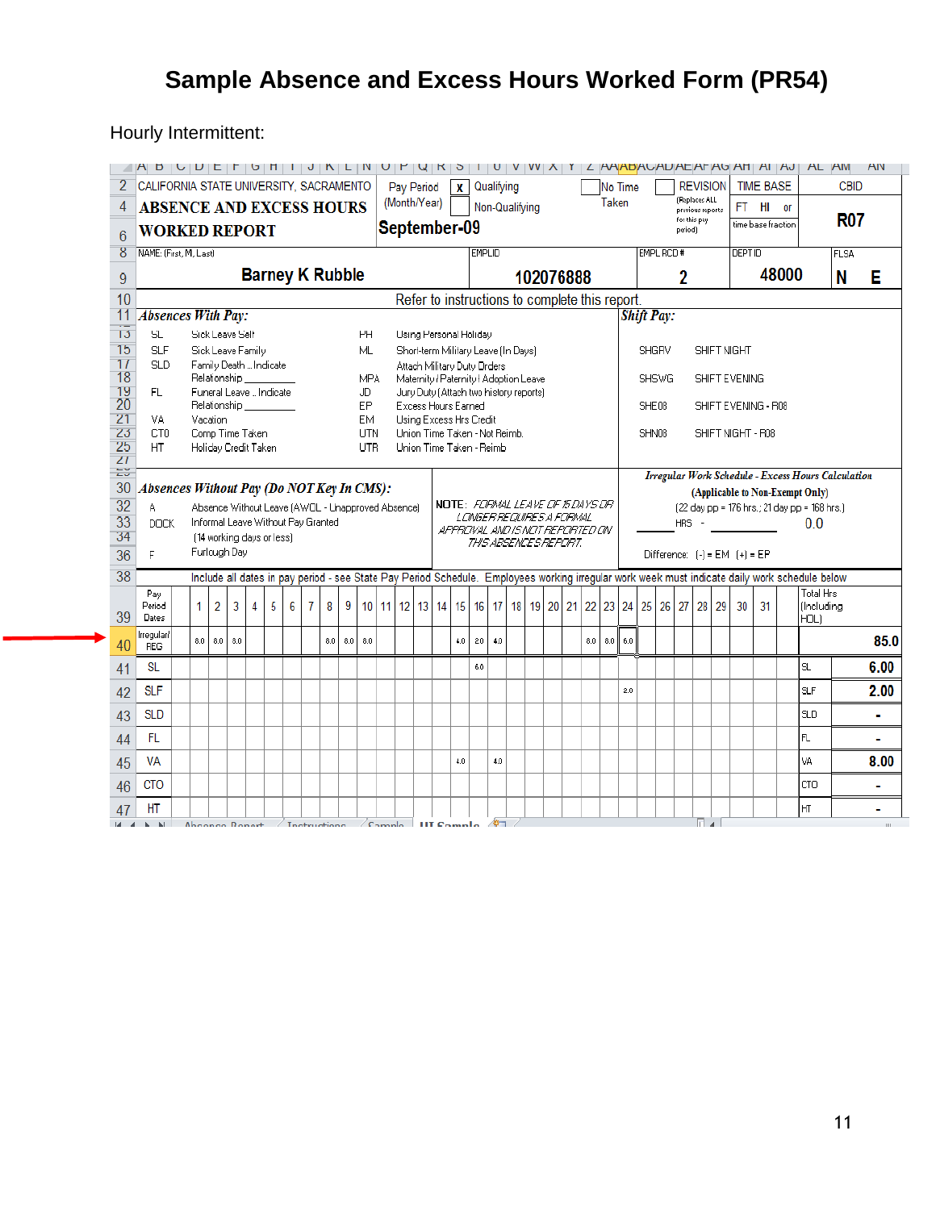# Sample Absence and Excess Hours Worked Form (PR54)

Hourly Intermittent:

CALIFORNIA STATE UNIVERSITY, SACRAMENTO

**ABSENCE AND EXCESS HOURS WORKED REPORT**

Pay Period (Month/Year): **September-09**

[X] Qualifying
[ ] Non-Qualifying
[ ] No Time Taken
[ ] REVISION (Replaces ALL previous reports for this pay period)

TIME BASE: FT HI or time base fraction

CBID: **R07**

| NAME: (First, M, Last) | EMPLID | EMPL RCD # | DEPT ID | FLSA |
|---|---|---|---|---|
| Barney K Rubble | 102076888 | 2 | 48000 | N E |

Refer to instructions to complete this report.

***Absences With Pay:***

| Code | Description | Code | Description |
|---|---|---|---|
| SL | Sick Leave Self | PH | Using Personal Holiday |
| SLF | Sick Leave Family | ML | Short-term Military Leave (In Days) |
| SLD | Family Death ..Indicate Relationship _______ | | Attach Military Duty Orders |
| | | MPA | Maternity / Paternity / Adoption Leave |
| FL | Funeral Leave .. Indicate Relationship _______ | JD | Jury Duty (Attach two history reports) |
| | | EP | Excess Hours Earned |
| VA | Vacation | EM | Using Excess Hrs Credit |
| CTO | Comp Time Taken | UTN | Union Time Taken - Not Reimb. |
| HT | Holiday Credit Taken | UTR | Union Time Taken - Reimb |

***Shift Pay:***

| Code | Description |
|---|---|
| SHGRV | SHIFT NIGHT |
| SHSWG | SHIFT EVENING |
| SHE08 | SHIFT EVENING - R08 |
| SHN08 | SHIFT NIGHT - R08 |

***Absences Without Pay (Do NOT Key In CMS):***

| Code | Description |
|---|---|
| A | Absence Without Leave (AWOL - Unapproved Absence) |
| DOCK | Informal Leave Without Pay Granted (14 working days or less) |
| F | Furlough Day |

NOTE: *FORMAL LEAVE OF 15 DAYS OR LONGER REQUIRES A FORMAL APPROVAL AND IS NOT REPORTED ON THIS ABSENCES REPORT.*

***Irregular Work Schedule - Excess Hours Calculation***
**(Applicable to Non-Exempt Only)**
(22 day pp = 176 hrs.; 21 day pp = 168 hrs.)

_______ HRS - _______ 0.0

Difference: (-) = EM (+) = EP

Include all dates in pay period - see State Pay Period Schedule. Employees working irregular work week must indicate daily work schedule below

| Pay Period Dates | 1 | 2 | 3 | 4 | 5 | 6 | 7 | 8 | 9 | 10 | 11 | 12 | 13 | 14 | 15 | 16 | 17 | 18 | 19 | 20 | 21 | 22 | 23 | 24 | 25 | 26 | 27 | 28 | 29 | 30 | 31 | Total Hrs (Including HOL) | |
|---|---|---|---|---|---|---|---|---|---|---|---|---|---|---|---|---|---|---|---|---|---|---|---|---|---|---|---|---|---|---|---|---|---|
| Irregular/ REG | 8.0 | 8.0 | 8.0 | | | | | 8.0 | 8.0 | 8.0 | | | | | 4.0 | 2.0 | 4.0 | | | | | 8.0 | 8.0 | 6.0 | | | | | | | | | 85.0 |
| SL | | | | | | | | | | | | | | | | 6.0 | | | | | | | | | | | | | | | | SL | 6.00 |
| SLF | | | | | | | | | | | | | | | | | | | | | | | | 2.0 | | | | | | | | SLF | 2.00 |
| SLD | | | | | | | | | | | | | | | | | | | | | | | | | | | | | | | | SLD | - |
| FL | | | | | | | | | | | | | | | | | | | | | | | | | | | | | | | | FL | - |
| VA | | | | | | | | | | | | | | | 4.0 | | 4.0 | | | | | | | | | | | | | | | VA | 8.00 |
| CTO | | | | | | | | | | | | | | | | | | | | | | | | | | | | | | | | CTO | - |
| HT | | | | | | | | | | | | | | | | | | | | | | | | | | | | | | | | HT | - |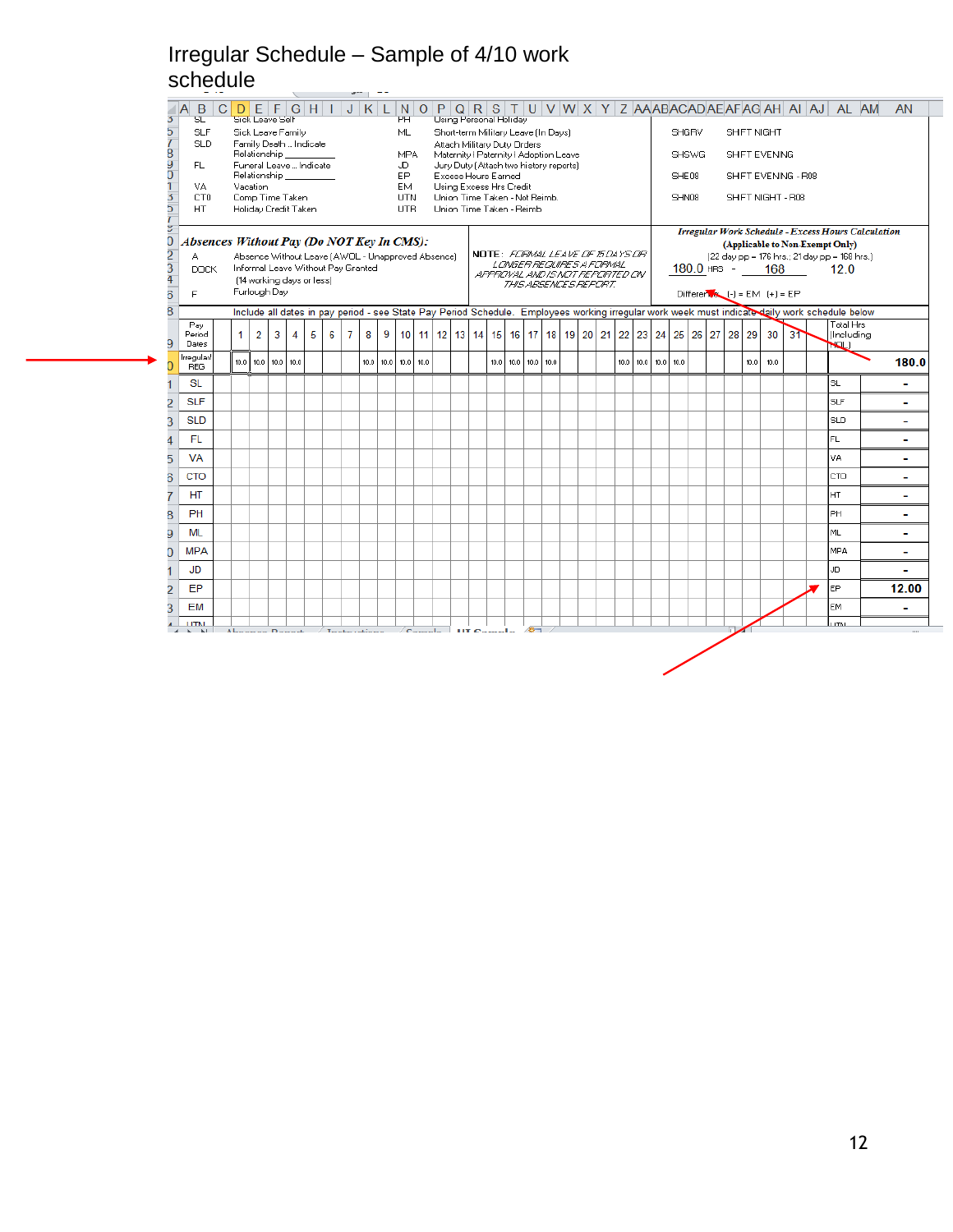# Irregular Schedule – Sample of 4/10 work schedule

| | | | |
|---|---|---|---|
| SL | Sick Leave Self | PH | Using Personal Holiday |
| SLF | Sick Leave Family | ML | Short-term Military Leave (In Days) |
| SLD | Family Death .. Indicate Relationship ________ | | Attach Military Duty Orders |
| | | MPA | Maternity / Paternity / Adoption Leave |
| FL | Funeral Leave ... Indicate Relationship ________ | JD | Jury Duty (Attach two history reports) |
| | | EP | Excess Hours Earned |
| VA | Vacation | EM | Using Excess Hrs Credit |
| CTO | Comp Time Taken | UTN | Union Time Taken - Not Reimb. |
| HT | Holiday Credit Taken | UTR | Union Time Taken - Reimb. |

| | |
|---|---|
| SHGRV | SHIFT NIGHT |
| SHSWG | SHIFT EVENING |
| SHE08 | SHIFT EVENING - R08 |
| SHN08 | SHIFT NIGHT - R08 |

***Absences Without Pay (Do NOT Key In CMS):***

| | |
|---|---|
| A | Absence Without Leave (AWOL - Unapproved Absence) |
| DOCK | Informal Leave Without Pay Granted (14 working days or less) |
| F | Furlough Day |

NOTE: *FORMAL LEAVE OF 15 DAYS OR LONGER REQUIRES A FORMAL APPROVAL AND IS NOT REPORTED ON THIS ABSENCES REPORT.*

***Irregular Work Schedule - Excess Hours Calculation***
**(Applicable to Non-Exempt Only)**
(22 day pp = 176 hrs.; 21 day pp = 168 hrs.)

180.0 HRS - 168 = 12.0

Difference (-) = EM (+) = EP

Include all dates in pay period - see State Pay Period Schedule. Employees working irregular work week must indicate daily work schedule below

| Pay Period Dates | | 1 | 2 | 3 | 4 | 5 | 6 | 7 | 8 | 9 | 10 | 11 | 12 | 13 | 14 | 15 | 16 | 17 | 18 | 19 | 20 | 21 | 22 | 23 | 24 | 25 | 26 | 27 | 28 | 29 | 30 | 31 | Total Hrs (Including HOL) | |
|---|---|---|---|---|---|---|---|---|---|---|---|---|---|---|---|---|---|---|---|---|---|---|---|---|---|---|---|---|---|---|---|---|---|---|
| Irregular/ REG | | 10.0 | 10.0 | 10.0 | 10.0 | | | | 10.0 | 10.0 | 10.0 | 10.0 | | | | 10.0 | 10.0 | 10.0 | 10.0 | | | | 10.0 | 10.0 | 10.0 | 10.0 | | | | 10.0 | 10.0 | | | 180.0 |
| SL | | | | | | | | | | | | | | | | | | | | | | | | | | | | | | | | | SL | - |
| SLF | | | | | | | | | | | | | | | | | | | | | | | | | | | | | | | | | SLF | - |
| SLD | | | | | | | | | | | | | | | | | | | | | | | | | | | | | | | | | SLD | - |
| FL | | | | | | | | | | | | | | | | | | | | | | | | | | | | | | | | | FL | - |
| VA | | | | | | | | | | | | | | | | | | | | | | | | | | | | | | | | | VA | - |
| CTO | | | | | | | | | | | | | | | | | | | | | | | | | | | | | | | | | CTO | - |
| HT | | | | | | | | | | | | | | | | | | | | | | | | | | | | | | | | | HT | - |
| PH | | | | | | | | | | | | | | | | | | | | | | | | | | | | | | | | | PH | - |
| ML | | | | | | | | | | | | | | | | | | | | | | | | | | | | | | | | | ML | - |
| MPA | | | | | | | | | | | | | | | | | | | | | | | | | | | | | | | | | MPA | - |
| JD | | | | | | | | | | | | | | | | | | | | | | | | | | | | | | | | | JD | - |
| EP | | | | | | | | | | | | | | | | | | | | | | | | | | | | | | | | | EP | 12.00 |
| EM | | | | | | | | | | | | | | | | | | | | | | | | | | | | | | | | | EM | - |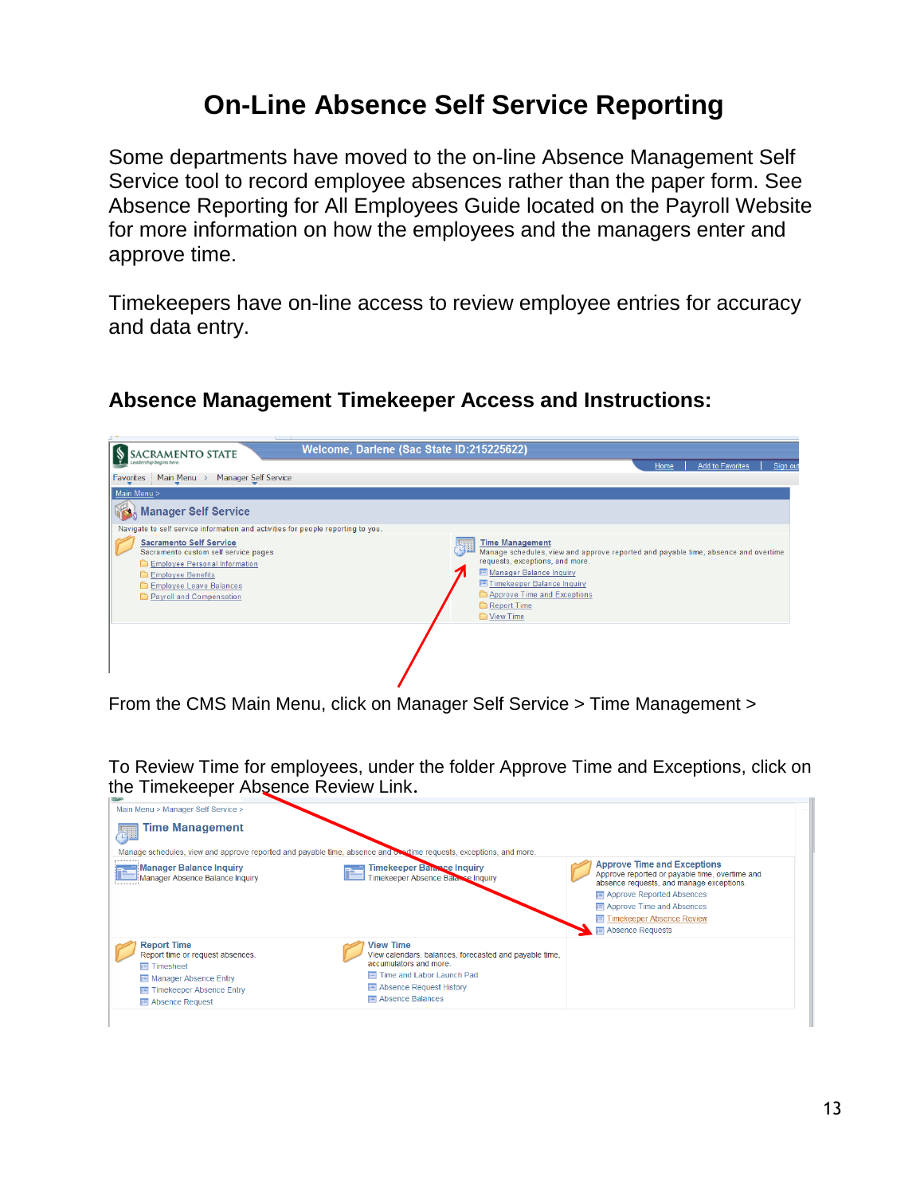# On-Line Absence Self Service Reporting

Some departments have moved to the on-line Absence Management Self Service tool to record employee absences rather than the paper form. See Absence Reporting for All Employees Guide located on the Payroll Website for more information on how the employees and the managers enter and approve time.

Timekeepers have on-line access to review employee entries for accuracy and data entry.

## Absence Management Timekeeper Access and Instructions:

From the CMS Main Menu, click on Manager Self Service > Time Management >

To Review Time for employees, under the folder Approve Time and Exceptions, click on the Timekeeper Absence Review Link.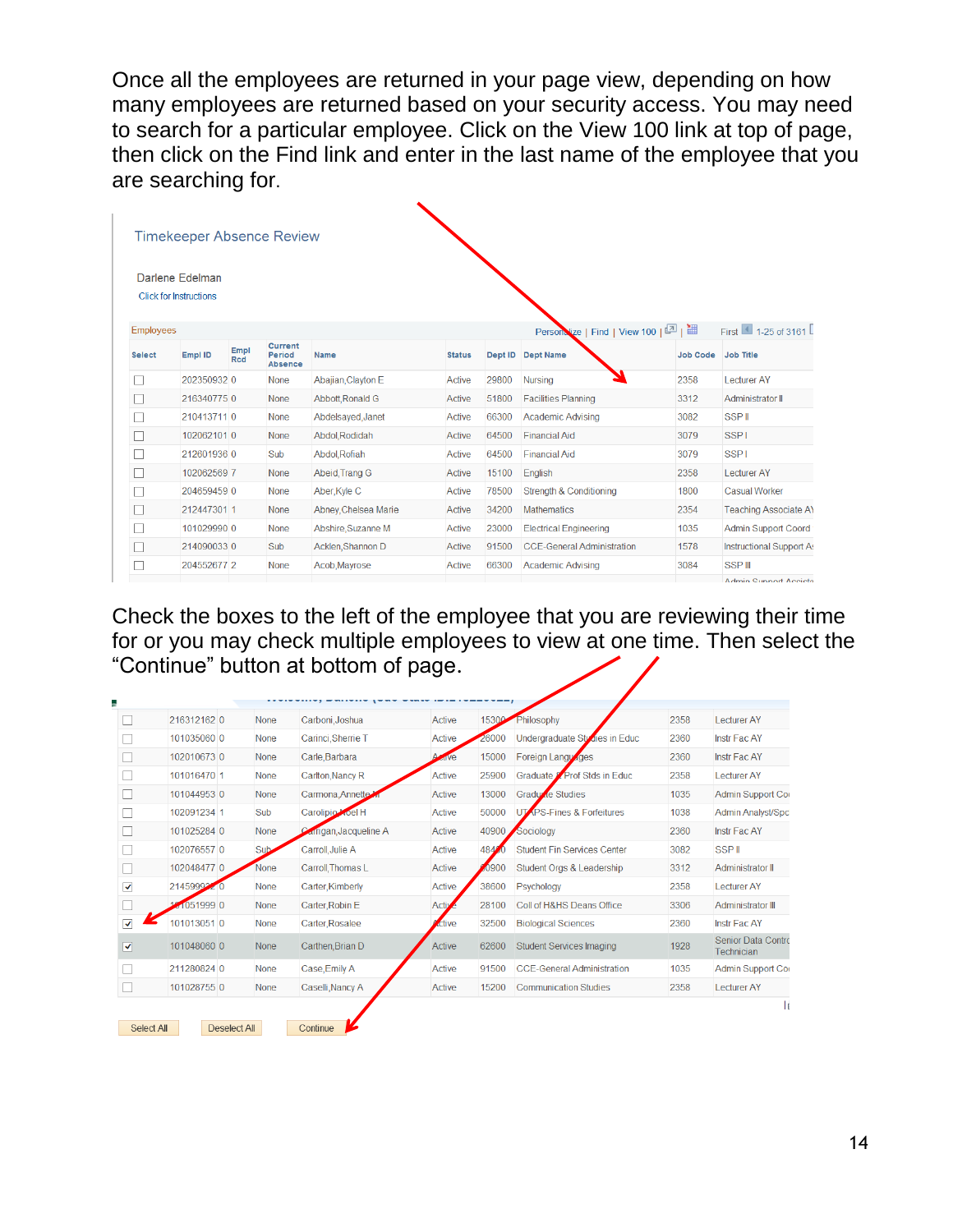Once all the employees are returned in your page view, depending on how many employees are returned based on your security access. You may need to search for a particular employee. Click on the View 100 link at top of page, then click on the Find link and enter in the last name of the employee that you are searching for.

Timekeeper Absence Review

Darlene Edelman

Click for Instructions

Employees — Personalize | Find | View 100 | First 1-25 of 3161

| Select | Empl ID | Empl Rcd | Current Period Absence | Name | Status | Dept ID | Dept Name | Job Code | Job Title |
|---|---|---|---|---|---|---|---|---|---|
| ☐ | 202350932 | 0 | None | Abajian,Clayton E | Active | 29800 | Nursing | 2358 | Lecturer AY |
| ☐ | 216340775 | 0 | None | Abbott,Ronald G | Active | 51800 | Facilities Planning | 3312 | Administrator II |
| ☐ | 210413711 | 0 | None | Abdelsayed,Janet | Active | 66300 | Academic Advising | 3082 | SSP II |
| ☐ | 102062101 | 0 | None | Abdol,Rodidah | Active | 64500 | Financial Aid | 3079 | SSP I |
| ☐ | 212801936 | 0 | Sub | Abdol,Rofiah | Active | 64500 | Financial Aid | 3079 | SSP I |
| ☐ | 102062569 | 7 | None | Abeid,Trang G | Active | 15100 | English | 2358 | Lecturer AY |
| ☐ | 204659459 | 0 | None | Aber,Kyle C | Active | 78500 | Strength & Conditioning | 1800 | Casual Worker |
| ☐ | 212447301 | 1 | None | Abney,Chelsea Marie | Active | 34200 | Mathematics | 2354 | Teaching Associate AY |
| ☐ | 101029990 | 0 | None | Abshire,Suzanne M | Active | 23000 | Electrical Engineering | 1035 | Admin Support Coord |
| ☐ | 214090033 | 0 | Sub | Acklen,Shannon D | Active | 91500 | CCE-General Administration | 1578 | Instructional Support As |
| ☐ | 204552677 | 2 | None | Acob,Mayrose | Active | 66300 | Academic Advising | 3084 | SSP III |

Check the boxes to the left of the employee that you are reviewing their time for or you may check multiple employees to view at one time. Then select the "Continue" button at bottom of page.

| Select | Empl ID | Empl Rcd | Current Period Absence | Name | Status | Dept ID | Dept Name | Job Code | Job Title |
|---|---|---|---|---|---|---|---|---|---|
| ☐ | 216312162 | 0 | None | Carboni,Joshua | Active | 15300 | Philosophy | 2358 | Lecturer AY |
| ☐ | 101035060 | 0 | None | Carinci,Sherrie T | Active | 28000 | Undergraduate Studies in Educ | 2360 | Instr Fac AY |
| ☐ | 102010673 | 0 | None | Carle,Barbara | Active | 15000 | Foreign Languages | 2360 | Instr Fac AY |
| ☐ | 101016470 | 1 | None | Carlton,Nancy R | Active | 25900 | Graduate & Prof Stds in Educ | 2358 | Lecturer AY |
| ☐ | 101044953 | 0 | None | Carmona,Annette M | Active | 13000 | Graduate Studies | 1035 | Admin Support Co |
| ☐ | 102091234 | 1 | Sub | Carolipio,Noel H | Active | 50000 | UTAPS-Fines & Forfeitures | 1038 | Admin Analyst/Spc |
| ☐ | 101025284 | 0 | None | Carrigan,Jacqueline A | Active | 40900 | Sociology | 2360 | Instr Fac AY |
| ☐ | 102076557 | 0 | Sub | Carroll,Julie A | Active | 48400 | Student Fin Services Center | 3082 | SSP II |
| ☐ | 102048477 | 0 | None | Carroll,Thomas L | Active | 60900 | Student Orgs & Leadership | 3312 | Administrator II |
| ☑ | 214599932 | 0 | None | Carter,Kimberly | Active | 38600 | Psychology | 2358 | Lecturer AY |
| ☐ | 101051999 | 0 | None | Carter,Robin E | Active | 28100 | Coll of H&HS Deans Office | 3306 | Administrator III |
| ☑ | 101013051 | 0 | None | Carter,Rosalee | Active | 32500 | Biological Sciences | 2360 | Instr Fac AY |
| ☑ | 101048060 | 0 | None | Carthen,Brian D | Active | 62600 | Student Services Imaging | 1928 | Senior Data Control Technician |
| ☐ | 211280824 | 0 | None | Case,Emily A | Active | 91500 | CCE-General Administration | 1035 | Admin Support Co |
| ☐ | 101028755 | 0 | None | Caselli,Nancy A | Active | 15200 | Communication Studies | 2358 | Lecturer AY |

Select All | Deselect All | Continue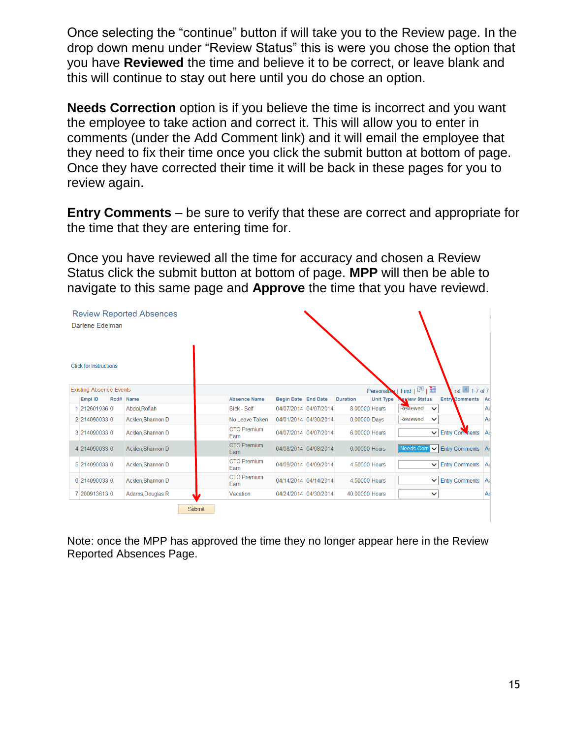Once selecting the “continue” button if will take you to the Review page. In the drop down menu under “Review Status” this is were you chose the option that you have **Reviewed** the time and believe it to be correct, or leave blank and this will continue to stay out here until you do chose an option.

**Needs Correction** option is if you believe the time is incorrect and you want the employee to take action and correct it. This will allow you to enter in comments (under the Add Comment link) and it will email the employee that they need to fix their time once you click the submit button at bottom of page. Once they have corrected their time it will be back in these pages for you to review again.

**Entry Comments** – be sure to verify that these are correct and appropriate for the time that they are entering time for.

Once you have reviewed all the time for accuracy and chosen a Review Status click the submit button at bottom of page. **MPP** will then be able to navigate to this same page and **Approve** the time that you have reviewd.

Review Reported Absences

Darlene Edelman

Click for Instructions

Existing Absence Events

| | Empl ID | Rcd# | Name | Absence Name | Begin Date | End Date | Duration | Unit Type | Review Status | Entry Comments | Ac |
|---|---|---|---|---|---|---|---|---|---|---|---|
| 1 | 212601936 | 0 | Abdol,Rofiah | Sick - Self | 04/07/2014 | 04/07/2014 | 8.00000 | Hours | Reviewed | | Ac |
| 2 | 214090033 | 0 | Acklen,Shannon D | No Leave Taken | 04/01/2014 | 04/30/2014 | 0.00000 | Days | Reviewed | | Ac |
| 3 | 214090033 | 0 | Acklen,Shannon D | CTO Premium Earn | 04/07/2014 | 04/07/2014 | 6.00000 | Hours | | Entry Comments | Ac |
| 4 | 214090033 | 0 | Acklen,Shannon D | CTO Premium Earn | 04/08/2014 | 04/08/2014 | 6.00000 | Hours | Needs Corr | Entry Comments | Ac |
| 5 | 214090033 | 0 | Acklen,Shannon D | CTO Premium Earn | 04/09/2014 | 04/09/2014 | 4.50000 | Hours | | Entry Comments | Ac |
| 6 | 214090033 | 0 | Acklen,Shannon D | CTO Premium Earn | 04/14/2014 | 04/14/2014 | 4.50000 | Hours | | Entry Comments | Ac |
| 7 | 200913613 | 0 | Adams,Douglas R | Vacation | 04/24/2014 | 04/30/2014 | 40.00000 | Hours | | | Ac |

Submit

Note: once the MPP has approved the time they no longer appear here in the Review Reported Absences Page.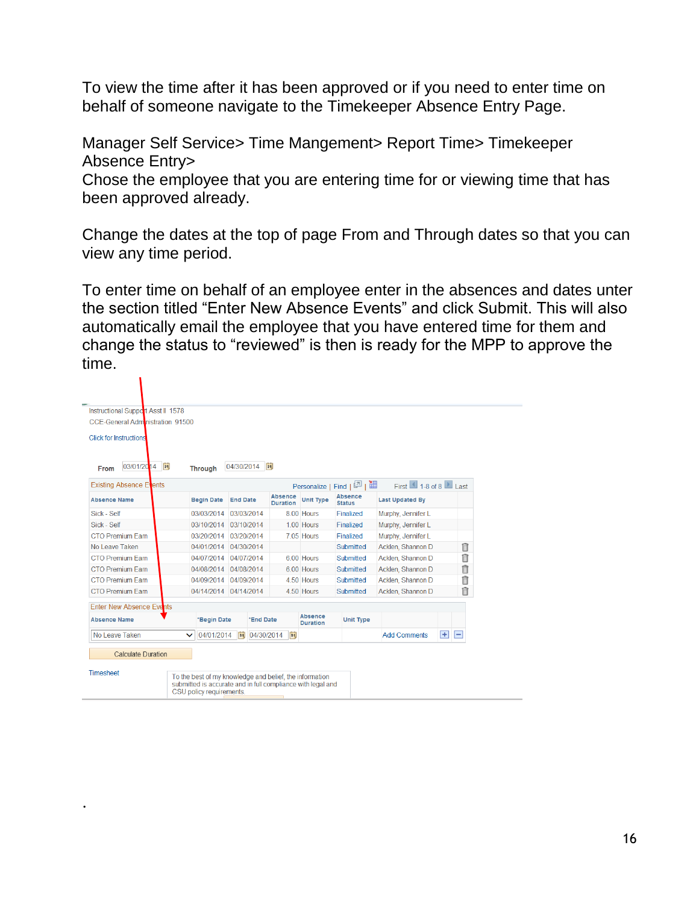To view the time after it has been approved or if you need to enter time on behalf of someone navigate to the Timekeeper Absence Entry Page.

Manager Self Service> Time Mangement> Report Time> Timekeeper Absence Entry>
Chose the employee that you are entering time for or viewing time that has been approved already.

Change the dates at the top of page From and Through dates so that you can view any time period.

To enter time on behalf of an employee enter in the absences and dates unter the section titled "Enter New Absence Events" and click Submit. This will also automatically email the employee that you have entered time for them and change the status to "reviewed" is then is ready for the MPP to approve the time.

Instructional Support Asst II 1578
CCE-General Administration 91500
Click for Instructions

From 03/01/2014 Through 04/30/2014

Existing Absence Events

| Absence Name | Begin Date | End Date | Absence Duration | Unit Type | Absence Status | Last Updated By |
|---|---|---|---|---|---|---|
| Sick - Self | 03/03/2014 | 03/03/2014 | 8.00 | Hours | Finalized | Murphy, Jennifer L |
| Sick - Self | 03/10/2014 | 03/10/2014 | 1.00 | Hours | Finalized | Murphy, Jennifer L |
| CTO Premium Earn | 03/20/2014 | 03/20/2014 | 7.05 | Hours | Finalized | Murphy, Jennifer L |
| No Leave Taken | 04/01/2014 | 04/30/2014 | | | Submitted | Acklen, Shannon D |
| CTO Premium Earn | 04/07/2014 | 04/07/2014 | 6.00 | Hours | Submitted | Acklen, Shannon D |
| CTO Premium Earn | 04/08/2014 | 04/08/2014 | 6.00 | Hours | Submitted | Acklen, Shannon D |
| CTO Premium Earn | 04/09/2014 | 04/09/2014 | 4.50 | Hours | Submitted | Acklen, Shannon D |
| CTO Premium Earn | 04/14/2014 | 04/14/2014 | 4.50 | Hours | Submitted | Acklen, Shannon D |

Enter New Absence Events

| Absence Name | *Begin Date | *End Date | Absence Duration | Unit Type | |
|---|---|---|---|---|---|
| No Leave Taken | 04/01/2014 | 04/30/2014 | | | Add Comments |

Calculate Duration

Timesheet

To the best of my knowledge and belief, the information submitted is accurate and in full compliance with legal and CSU policy requirements.

.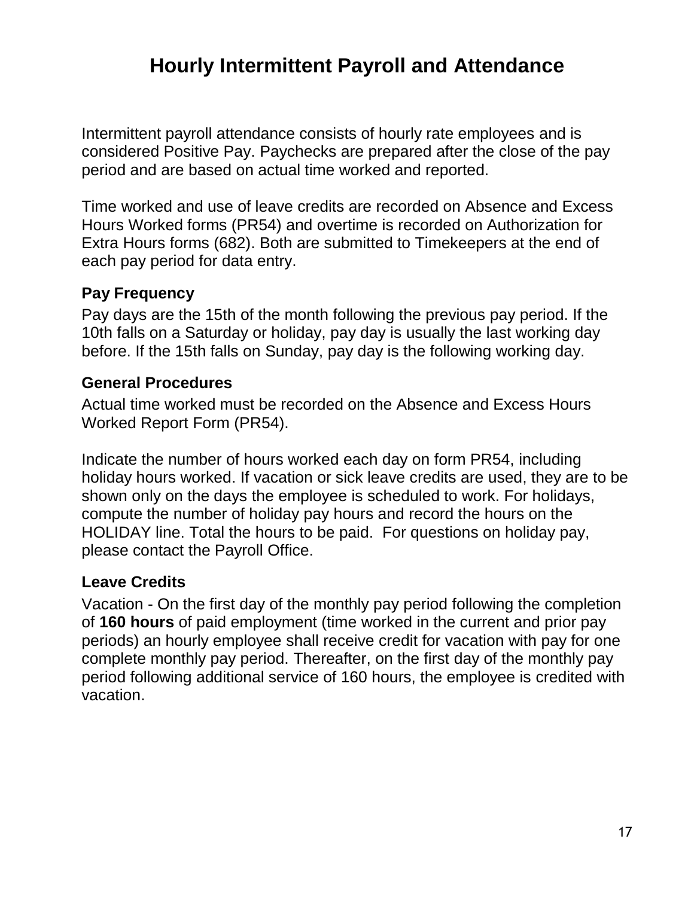# Hourly Intermittent Payroll and Attendance

Intermittent payroll attendance consists of hourly rate employees and is considered Positive Pay. Paychecks are prepared after the close of the pay period and are based on actual time worked and reported.

Time worked and use of leave credits are recorded on Absence and Excess Hours Worked forms (PR54) and overtime is recorded on Authorization for Extra Hours forms (682). Both are submitted to Timekeepers at the end of each pay period for data entry.

### Pay Frequency

Pay days are the 15th of the month following the previous pay period. If the 10th falls on a Saturday or holiday, pay day is usually the last working day before. If the 15th falls on Sunday, pay day is the following working day.

### General Procedures

Actual time worked must be recorded on the Absence and Excess Hours Worked Report Form (PR54).

Indicate the number of hours worked each day on form PR54, including holiday hours worked. If vacation or sick leave credits are used, they are to be shown only on the days the employee is scheduled to work. For holidays, compute the number of holiday pay hours and record the hours on the HOLIDAY line. Total the hours to be paid. For questions on holiday pay, please contact the Payroll Office.

### Leave Credits

Vacation - On the first day of the monthly pay period following the completion of **160 hours** of paid employment (time worked in the current and prior pay periods) an hourly employee shall receive credit for vacation with pay for one complete monthly pay period. Thereafter, on the first day of the monthly pay period following additional service of 160 hours, the employee is credited with vacation.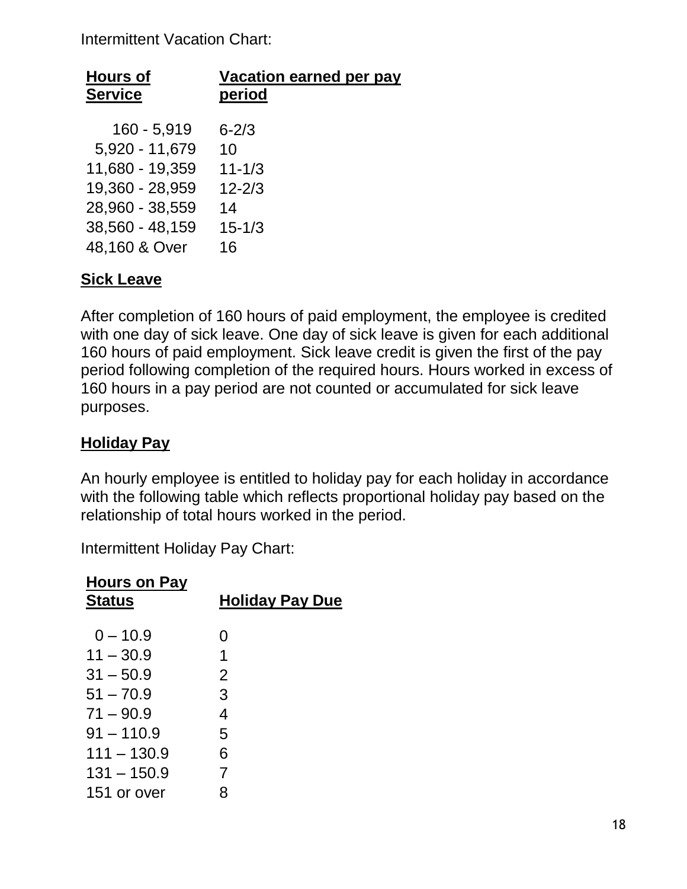Intermittent Vacation Chart:

| Hours of Service | Vacation earned per pay period |
| --- | --- |
| 160 - 5,919 | 6-2/3 |
| 5,920 - 11,679 | 10 |
| 11,680 - 19,359 | 11-1/3 |
| 19,360 - 28,959 | 12-2/3 |
| 28,960 - 38,559 | 14 |
| 38,560 - 48,159 | 15-1/3 |
| 48,160 & Over | 16 |

## Sick Leave

After completion of 160 hours of paid employment, the employee is credited with one day of sick leave. One day of sick leave is given for each additional 160 hours of paid employment. Sick leave credit is given the first of the pay period following completion of the required hours. Hours worked in excess of 160 hours in a pay period are not counted or accumulated for sick leave purposes.

## Holiday Pay

An hourly employee is entitled to holiday pay for each holiday in accordance with the following table which reflects proportional holiday pay based on the relationship of total hours worked in the period.

Intermittent Holiday Pay Chart:

| Hours on Pay Status | Holiday Pay Due |
| --- | --- |
| 0 – 10.9 | 0 |
| 11 – 30.9 | 1 |
| 31 – 50.9 | 2 |
| 51 – 70.9 | 3 |
| 71 – 90.9 | 4 |
| 91 – 110.9 | 5 |
| 111 – 130.9 | 6 |
| 131 – 150.9 | 7 |
| 151 or over | 8 |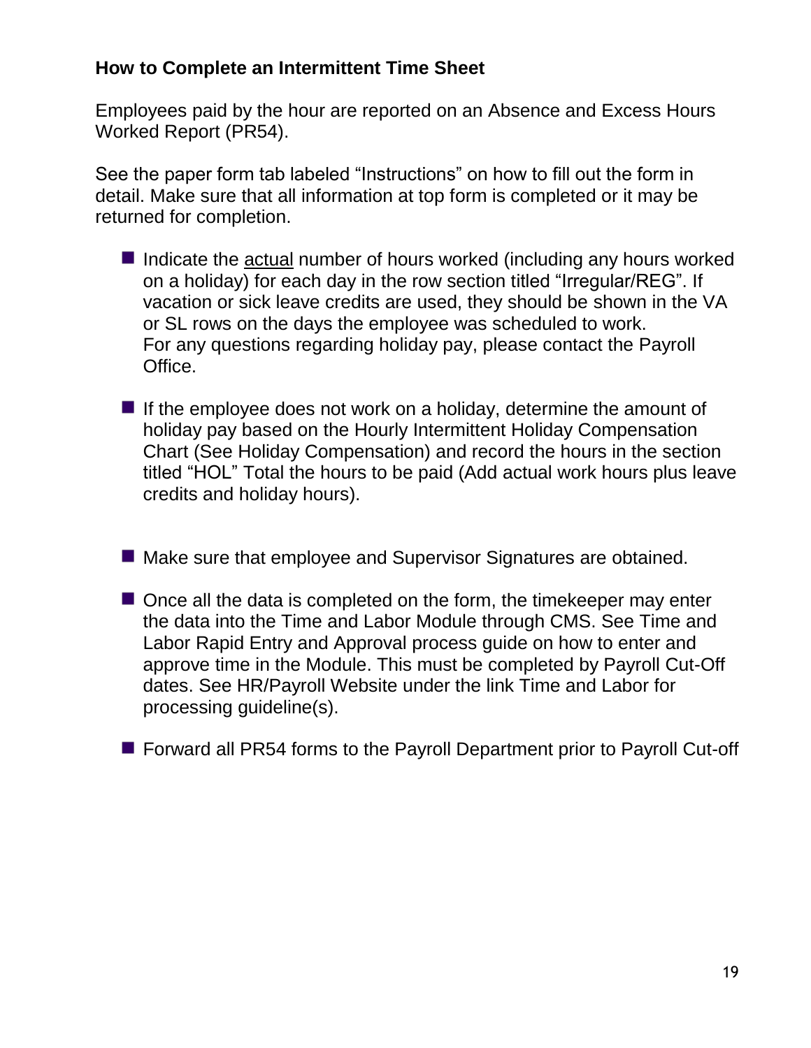## How to Complete an Intermittent Time Sheet

Employees paid by the hour are reported on an Absence and Excess Hours Worked Report (PR54).

See the paper form tab labeled "Instructions" on how to fill out the form in detail. Make sure that all information at top form is completed or it may be returned for completion.

- Indicate the <u>actual</u> number of hours worked (including any hours worked on a holiday) for each day in the row section titled "Irregular/REG". If vacation or sick leave credits are used, they should be shown in the VA or SL rows on the days the employee was scheduled to work. For any questions regarding holiday pay, please contact the Payroll Office.

- If the employee does not work on a holiday, determine the amount of holiday pay based on the Hourly Intermittent Holiday Compensation Chart (See Holiday Compensation) and record the hours in the section titled "HOL" Total the hours to be paid (Add actual work hours plus leave credits and holiday hours).

- Make sure that employee and Supervisor Signatures are obtained.

- Once all the data is completed on the form, the timekeeper may enter the data into the Time and Labor Module through CMS. See Time and Labor Rapid Entry and Approval process guide on how to enter and approve time in the Module. This must be completed by Payroll Cut-Off dates. See HR/Payroll Website under the link Time and Labor for processing guideline(s).

- Forward all PR54 forms to the Payroll Department prior to Payroll Cut-off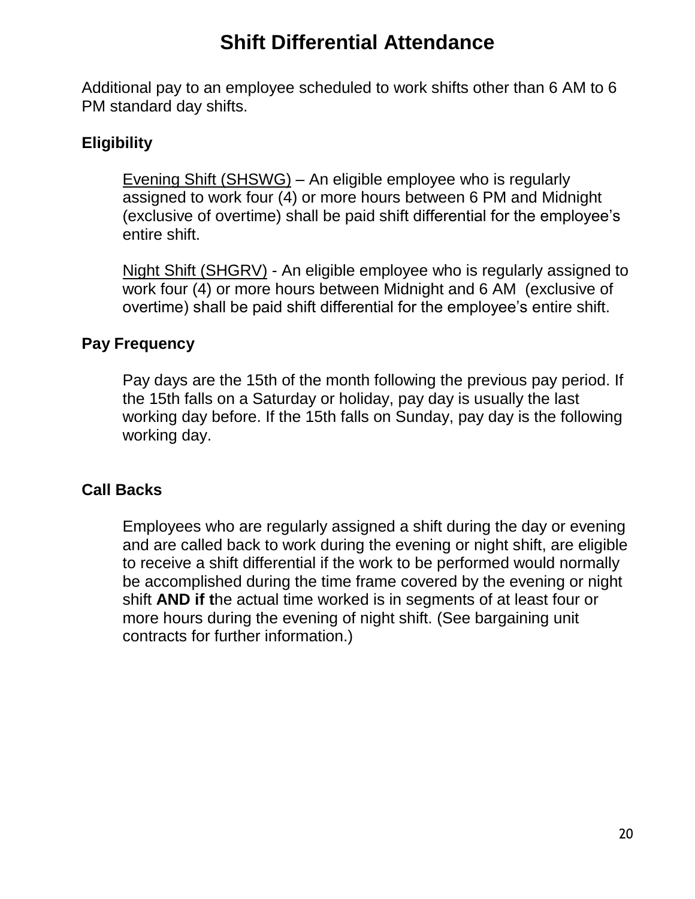# Shift Differential Attendance

Additional pay to an employee scheduled to work shifts other than 6 AM to 6 PM standard day shifts.

## Eligibility

Evening Shift (SHSWG) – An eligible employee who is regularly assigned to work four (4) or more hours between 6 PM and Midnight (exclusive of overtime) shall be paid shift differential for the employee's entire shift.

Night Shift (SHGRV) - An eligible employee who is regularly assigned to work four (4) or more hours between Midnight and 6 AM (exclusive of overtime) shall be paid shift differential for the employee's entire shift.

## Pay Frequency

Pay days are the 15th of the month following the previous pay period. If the 15th falls on a Saturday or holiday, pay day is usually the last working day before. If the 15th falls on Sunday, pay day is the following working day.

## Call Backs

Employees who are regularly assigned a shift during the day or evening and are called back to work during the evening or night shift, are eligible to receive a shift differential if the work to be performed would normally be accomplished during the time frame covered by the evening or night shift **AND if t**he actual time worked is in segments of at least four or more hours during the evening of night shift. (See bargaining unit contracts for further information.)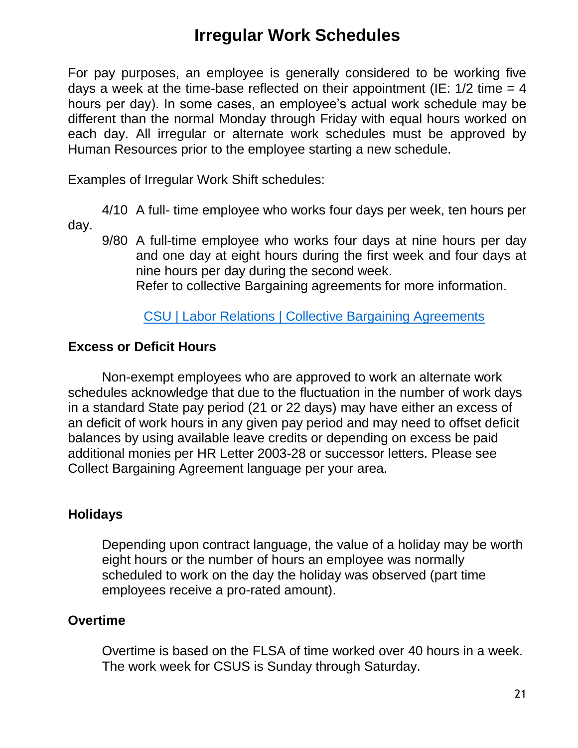# Irregular Work Schedules

For pay purposes, an employee is generally considered to be working five days a week at the time-base reflected on their appointment (IE: 1/2 time = 4 hours per day). In some cases, an employee's actual work schedule may be different than the normal Monday through Friday with equal hours worked on each day. All irregular or alternate work schedules must be approved by Human Resources prior to the employee starting a new schedule.

Examples of Irregular Work Shift schedules:

4/10 A full- time employee who works four days per week, ten hours per day.

9/80 A full-time employee who works four days at nine hours per day and one day at eight hours during the first week and four days at nine hours per day during the second week.
Refer to collective Bargaining agreements for more information.

CSU | Labor Relations | Collective Bargaining Agreements

### Excess or Deficit Hours

Non-exempt employees who are approved to work an alternate work schedules acknowledge that due to the fluctuation in the number of work days in a standard State pay period (21 or 22 days) may have either an excess of an deficit of work hours in any given pay period and may need to offset deficit balances by using available leave credits or depending on excess be paid additional monies per HR Letter 2003-28 or successor letters. Please see Collect Bargaining Agreement language per your area.

### Holidays

Depending upon contract language, the value of a holiday may be worth eight hours or the number of hours an employee was normally scheduled to work on the day the holiday was observed (part time employees receive a pro-rated amount).

### Overtime

Overtime is based on the FLSA of time worked over 40 hours in a week. The work week for CSUS is Sunday through Saturday.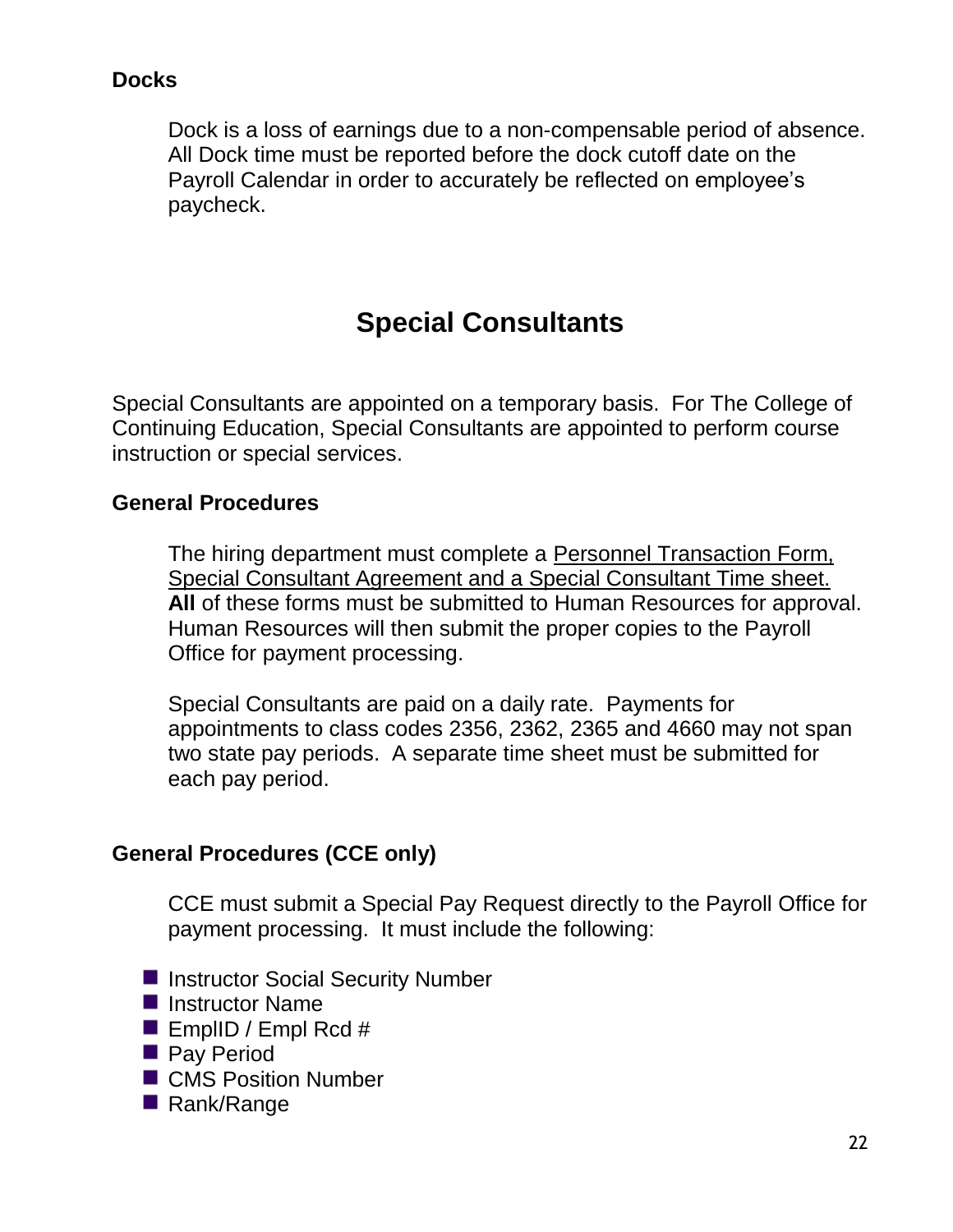### Docks

Dock is a loss of earnings due to a non-compensable period of absence. All Dock time must be reported before the dock cutoff date on the Payroll Calendar in order to accurately be reflected on employee's paycheck.

## Special Consultants

Special Consultants are appointed on a temporary basis. For The College of Continuing Education, Special Consultants are appointed to perform course instruction or special services.

### General Procedures

The hiring department must complete a Personnel Transaction Form, Special Consultant Agreement and a Special Consultant Time sheet. **All** of these forms must be submitted to Human Resources for approval. Human Resources will then submit the proper copies to the Payroll Office for payment processing.

Special Consultants are paid on a daily rate. Payments for appointments to class codes 2356, 2362, 2365 and 4660 may not span two state pay periods. A separate time sheet must be submitted for each pay period.

### General Procedures (CCE only)

CCE must submit a Special Pay Request directly to the Payroll Office for payment processing. It must include the following:

- Instructor Social Security Number
- Instructor Name
- EmplID / Empl Rcd #
- Pay Period
- CMS Position Number
- Rank/Range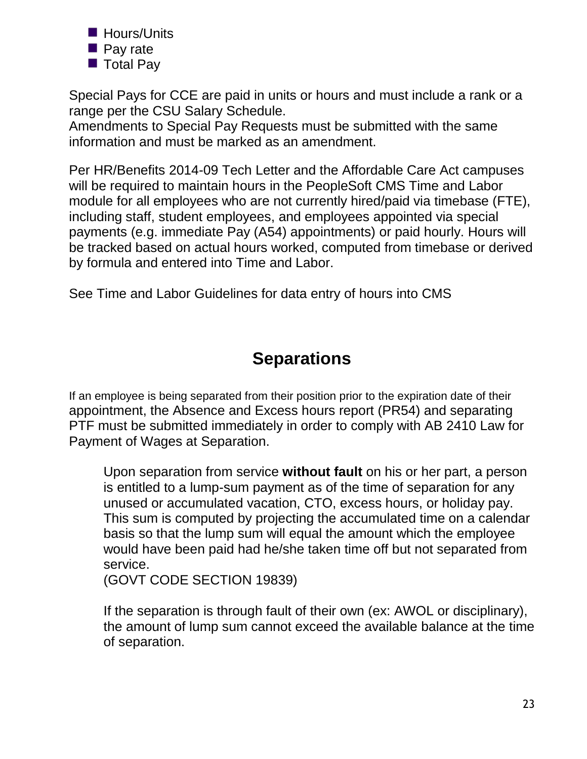- Hours/Units
- Pay rate
- Total Pay

Special Pays for CCE are paid in units or hours and must include a rank or a range per the CSU Salary Schedule.
Amendments to Special Pay Requests must be submitted with the same information and must be marked as an amendment.

Per HR/Benefits 2014-09 Tech Letter and the Affordable Care Act campuses will be required to maintain hours in the PeopleSoft CMS Time and Labor module for all employees who are not currently hired/paid via timebase (FTE), including staff, student employees, and employees appointed via special payments (e.g. immediate Pay (A54) appointments) or paid hourly. Hours will be tracked based on actual hours worked, computed from timebase or derived by formula and entered into Time and Labor.

See Time and Labor Guidelines for data entry of hours into CMS

## Separations

If an employee is being separated from their position prior to the expiration date of their appointment, the Absence and Excess hours report (PR54) and separating PTF must be submitted immediately in order to comply with AB 2410 Law for Payment of Wages at Separation.

> Upon separation from service **without fault** on his or her part, a person is entitled to a lump-sum payment as of the time of separation for any unused or accumulated vacation, CTO, excess hours, or holiday pay. This sum is computed by projecting the accumulated time on a calendar basis so that the lump sum will equal the amount which the employee would have been paid had he/she taken time off but not separated from service.
> (GOVT CODE SECTION 19839)
>
> If the separation is through fault of their own (ex: AWOL or disciplinary), the amount of lump sum cannot exceed the available balance at the time of separation.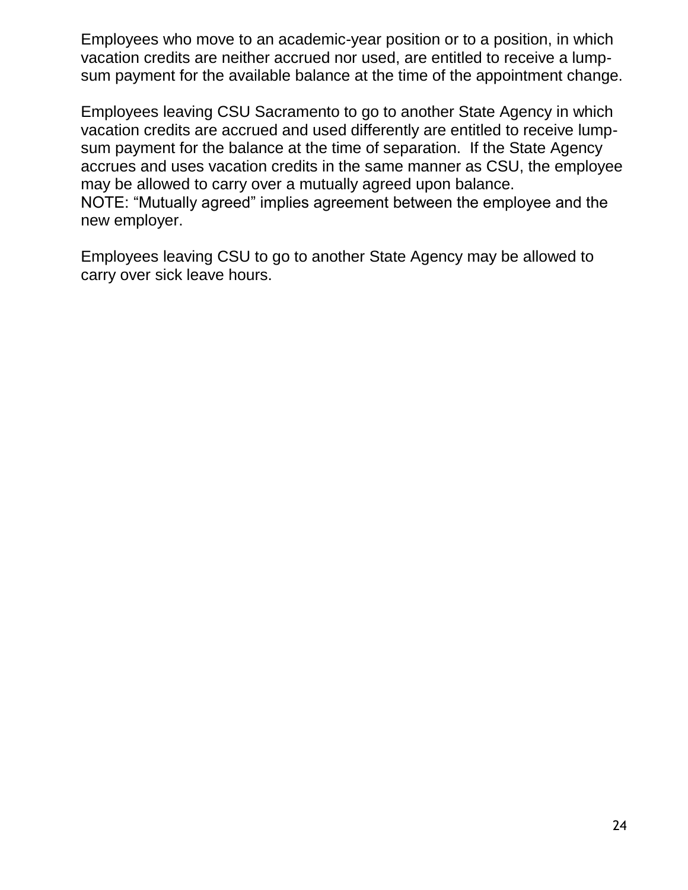Employees who move to an academic-year position or to a position, in which vacation credits are neither accrued nor used, are entitled to receive a lump-sum payment for the available balance at the time of the appointment change.

Employees leaving CSU Sacramento to go to another State Agency in which vacation credits are accrued and used differently are entitled to receive lump-sum payment for the balance at the time of separation. If the State Agency accrues and uses vacation credits in the same manner as CSU, the employee may be allowed to carry over a mutually agreed upon balance.
NOTE: “Mutually agreed” implies agreement between the employee and the new employer.

Employees leaving CSU to go to another State Agency may be allowed to carry over sick leave hours.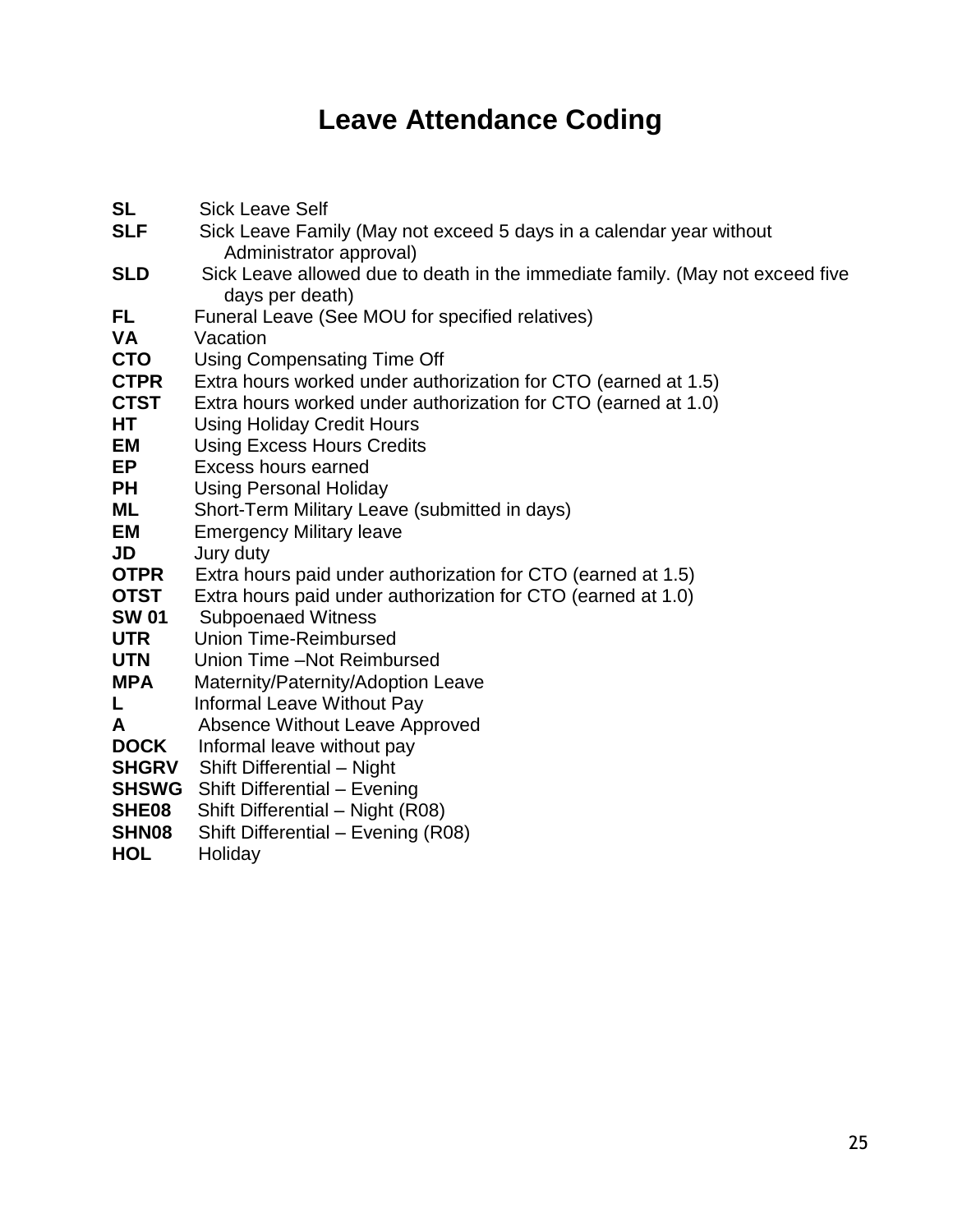# Leave Attendance Coding

**SL** Sick Leave Self

**SLF** Sick Leave Family (May not exceed 5 days in a calendar year without Administrator approval)

**SLD** Sick Leave allowed due to death in the immediate family. (May not exceed five days per death)

**FL** Funeral Leave (See MOU for specified relatives)

**VA** Vacation

**CTO** Using Compensating Time Off

**CTPR** Extra hours worked under authorization for CTO (earned at 1.5)

**CTST** Extra hours worked under authorization for CTO (earned at 1.0)

**HT** Using Holiday Credit Hours

**EM** Using Excess Hours Credits

**EP** Excess hours earned

**PH** Using Personal Holiday

**ML** Short-Term Military Leave (submitted in days)

**EM** Emergency Military leave

**JD** Jury duty

**OTPR** Extra hours paid under authorization for CTO (earned at 1.5)

**OTST** Extra hours paid under authorization for CTO (earned at 1.0)

**SW 01** Subpoenaed Witness

**UTR** Union Time-Reimbursed

**UTN** Union Time –Not Reimbursed

**MPA** Maternity/Paternity/Adoption Leave

**L** Informal Leave Without Pay

**A** Absence Without Leave Approved

**DOCK** Informal leave without pay

**SHGRV** Shift Differential – Night

**SHSWG** Shift Differential – Evening

**SHE08** Shift Differential – Night (R08)

**SHN08** Shift Differential – Evening (R08)

**HOL** Holiday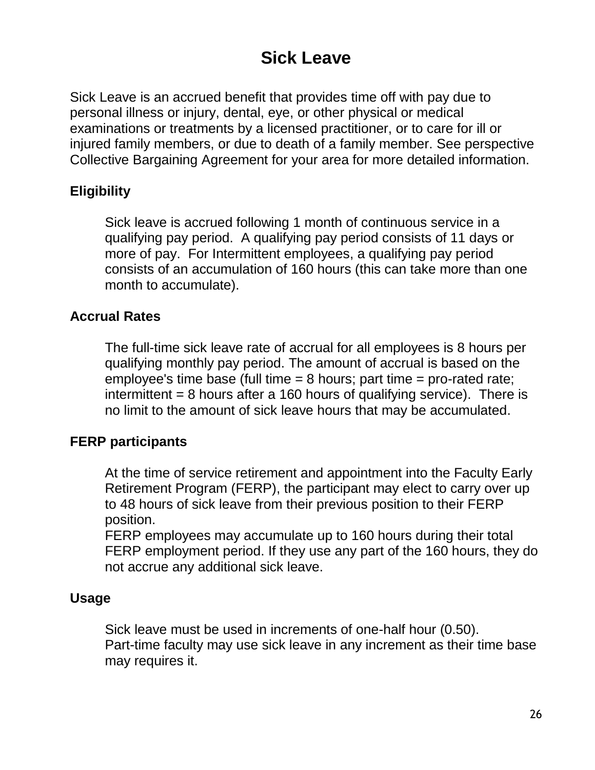# Sick Leave

Sick Leave is an accrued benefit that provides time off with pay due to personal illness or injury, dental, eye, or other physical or medical examinations or treatments by a licensed practitioner, or to care for ill or injured family members, or due to death of a family member. See perspective Collective Bargaining Agreement for your area for more detailed information.

## Eligibility

Sick leave is accrued following 1 month of continuous service in a qualifying pay period. A qualifying pay period consists of 11 days or more of pay. For Intermittent employees, a qualifying pay period consists of an accumulation of 160 hours (this can take more than one month to accumulate).

## Accrual Rates

The full-time sick leave rate of accrual for all employees is 8 hours per qualifying monthly pay period. The amount of accrual is based on the employee's time base (full time = 8 hours; part time = pro-rated rate; intermittent = 8 hours after a 160 hours of qualifying service). There is no limit to the amount of sick leave hours that may be accumulated.

## FERP participants

At the time of service retirement and appointment into the Faculty Early Retirement Program (FERP), the participant may elect to carry over up to 48 hours of sick leave from their previous position to their FERP position.
FERP employees may accumulate up to 160 hours during their total FERP employment period. If they use any part of the 160 hours, they do not accrue any additional sick leave.

## Usage

Sick leave must be used in increments of one-half hour (0.50).
Part-time faculty may use sick leave in any increment as their time base may requires it.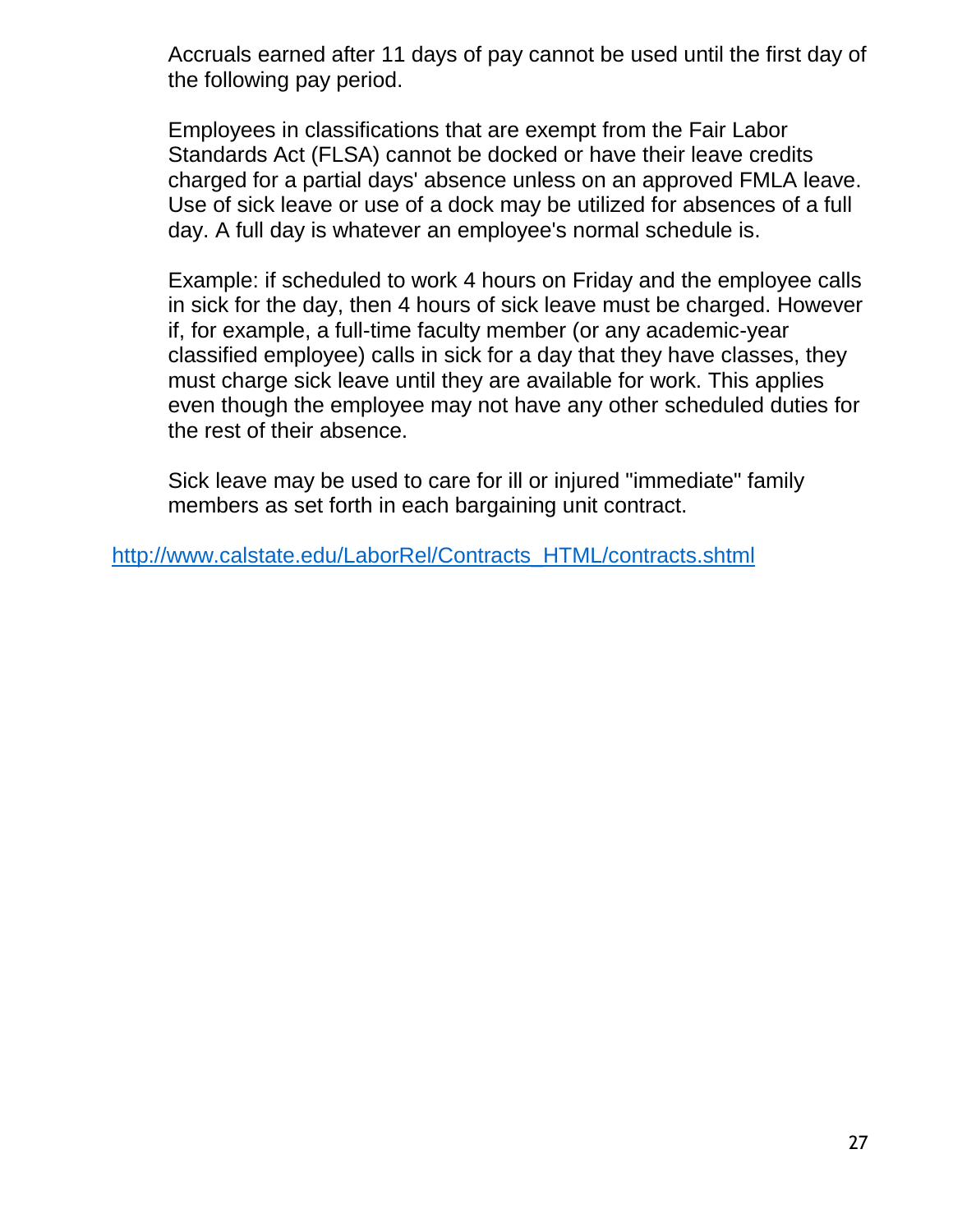Accruals earned after 11 days of pay cannot be used until the first day of the following pay period.

Employees in classifications that are exempt from the Fair Labor Standards Act (FLSA) cannot be docked or have their leave credits charged for a partial days' absence unless on an approved FMLA leave. Use of sick leave or use of a dock may be utilized for absences of a full day. A full day is whatever an employee's normal schedule is.

Example: if scheduled to work 4 hours on Friday and the employee calls in sick for the day, then 4 hours of sick leave must be charged. However if, for example, a full-time faculty member (or any academic-year classified employee) calls in sick for a day that they have classes, they must charge sick leave until they are available for work. This applies even though the employee may not have any other scheduled duties for the rest of their absence.

Sick leave may be used to care for ill or injured "immediate" family members as set forth in each bargaining unit contract.

[http://www.calstate.edu/LaborRel/Contracts_HTML/contracts.shtml](http://www.calstate.edu/LaborRel/Contracts_HTML/contracts.shtml)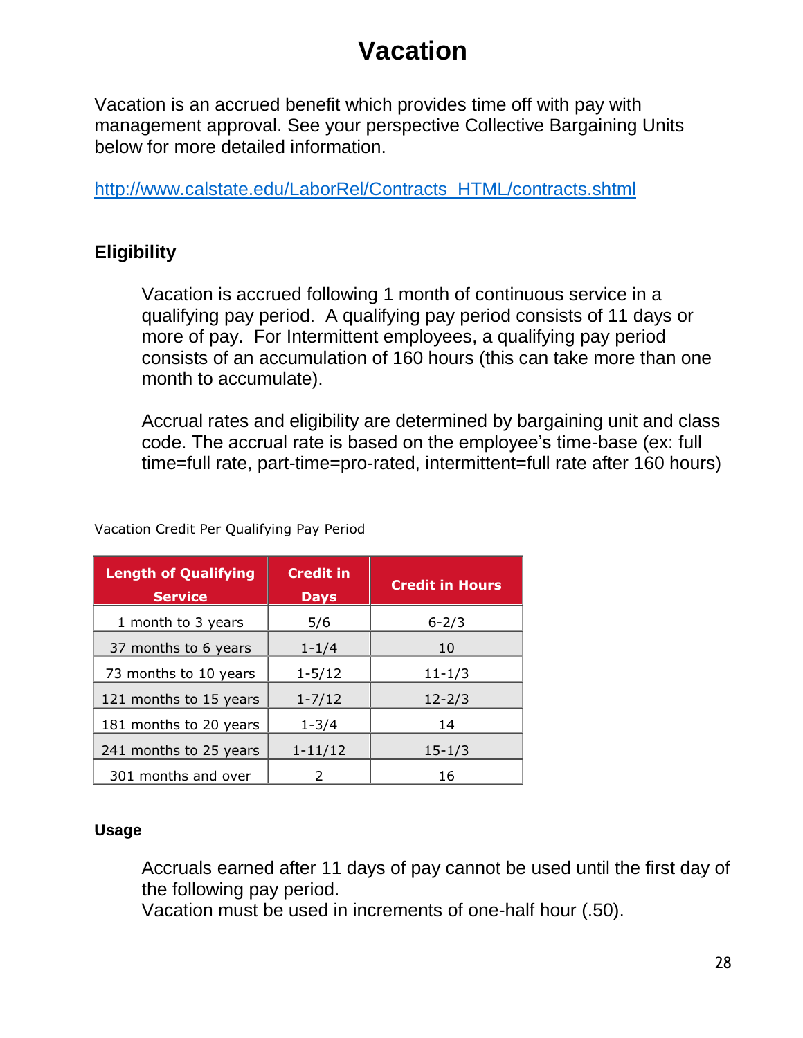# Vacation

Vacation is an accrued benefit which provides time off with pay with management approval. See your perspective Collective Bargaining Units below for more detailed information.

http://www.calstate.edu/LaborRel/Contracts_HTML/contracts.shtml

## Eligibility

Vacation is accrued following 1 month of continuous service in a qualifying pay period. A qualifying pay period consists of 11 days or more of pay. For Intermittent employees, a qualifying pay period consists of an accumulation of 160 hours (this can take more than one month to accumulate).

Accrual rates and eligibility are determined by bargaining unit and class code. The accrual rate is based on the employee's time-base (ex: full time=full rate, part-time=pro-rated, intermittent=full rate after 160 hours)

Vacation Credit Per Qualifying Pay Period

| Length of Qualifying Service | Credit in Days | Credit in Hours |
|---|---|---|
| 1 month to 3 years | 5/6 | 6-2/3 |
| 37 months to 6 years | 1-1/4 | 10 |
| 73 months to 10 years | 1-5/12 | 11-1/3 |
| 121 months to 15 years | 1-7/12 | 12-2/3 |
| 181 months to 20 years | 1-3/4 | 14 |
| 241 months to 25 years | 1-11/12 | 15-1/3 |
| 301 months and over | 2 | 16 |

### Usage

Accruals earned after 11 days of pay cannot be used until the first day of the following pay period.
Vacation must be used in increments of one-half hour (.50).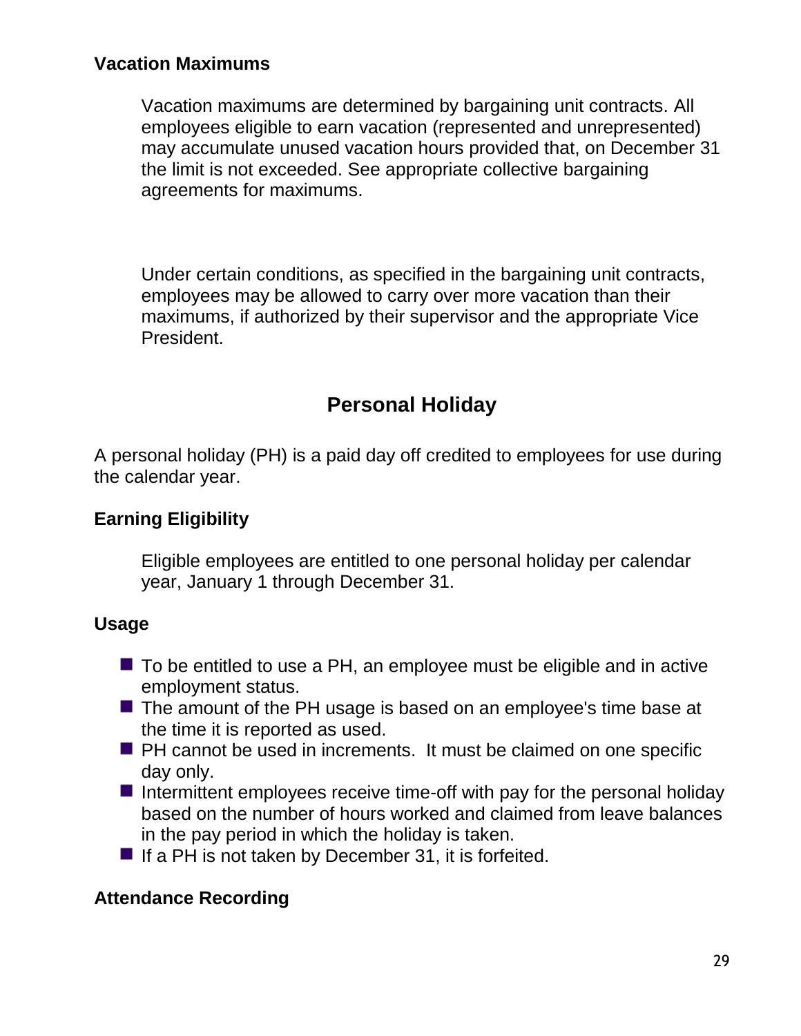### Vacation Maximums

Vacation maximums are determined by bargaining unit contracts. All employees eligible to earn vacation (represented and unrepresented) may accumulate unused vacation hours provided that, on December 31 the limit is not exceeded. See appropriate collective bargaining agreements for maximums.

Under certain conditions, as specified in the bargaining unit contracts, employees may be allowed to carry over more vacation than their maximums, if authorized by their supervisor and the appropriate Vice President.

## Personal Holiday

A personal holiday (PH) is a paid day off credited to employees for use during the calendar year.

### Earning Eligibility

Eligible employees are entitled to one personal holiday per calendar year, January 1 through December 31.

### Usage

- To be entitled to use a PH, an employee must be eligible and in active employment status.
- The amount of the PH usage is based on an employee's time base at the time it is reported as used.
- PH cannot be used in increments. It must be claimed on one specific day only.
- Intermittent employees receive time-off with pay for the personal holiday based on the number of hours worked and claimed from leave balances in the pay period in which the holiday is taken.
- If a PH is not taken by December 31, it is forfeited.

### Attendance Recording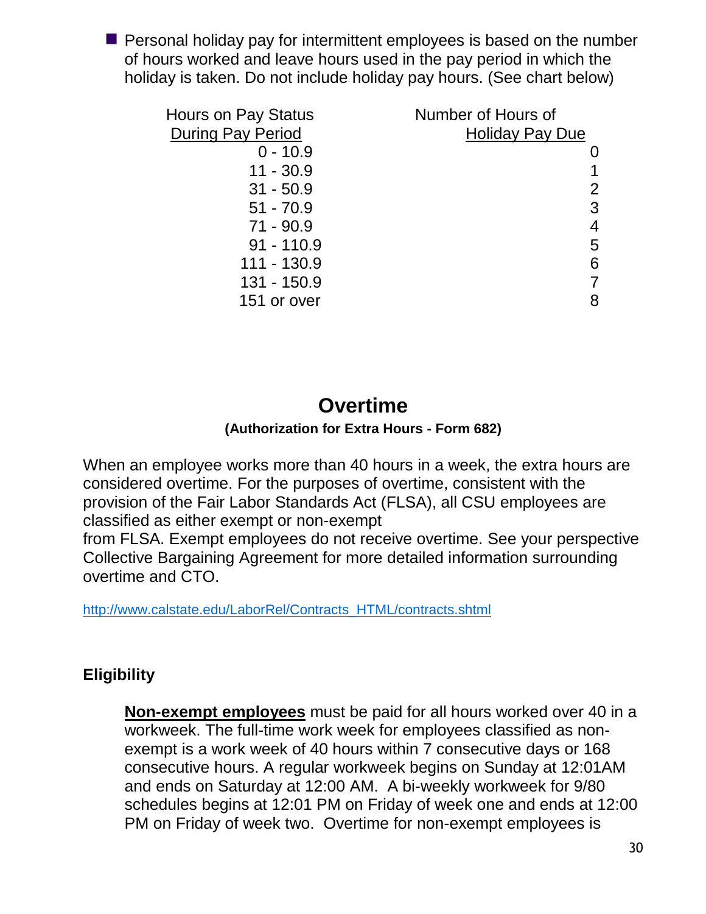- Personal holiday pay for intermittent employees is based on the number of hours worked and leave hours used in the pay period in which the holiday is taken. Do not include holiday pay hours. (See chart below)

| Hours on Pay Status During Pay Period | Number of Hours of Holiday Pay Due |
|---|---|
| 0 - 10.9 | 0 |
| 11 - 30.9 | 1 |
| 31 - 50.9 | 2 |
| 51 - 70.9 | 3 |
| 71 - 90.9 | 4 |
| 91 - 110.9 | 5 |
| 111 - 130.9 | 6 |
| 131 - 150.9 | 7 |
| 151 or over | 8 |

## Overtime

**(Authorization for Extra Hours - Form 682)**

When an employee works more than 40 hours in a week, the extra hours are considered overtime. For the purposes of overtime, consistent with the provision of the Fair Labor Standards Act (FLSA), all CSU employees are classified as either exempt or non-exempt from FLSA. Exempt employees do not receive overtime. See your perspective Collective Bargaining Agreement for more detailed information surrounding overtime and CTO.

http://www.calstate.edu/LaborRel/Contracts_HTML/contracts.shtml

### Eligibility

**Non-exempt employees** must be paid for all hours worked over 40 in a workweek. The full-time work week for employees classified as non-exempt is a work week of 40 hours within 7 consecutive days or 168 consecutive hours. A regular workweek begins on Sunday at 12:01AM and ends on Saturday at 12:00 AM. A bi-weekly workweek for 9/80 schedules begins at 12:01 PM on Friday of week one and ends at 12:00 PM on Friday of week two. Overtime for non-exempt employees is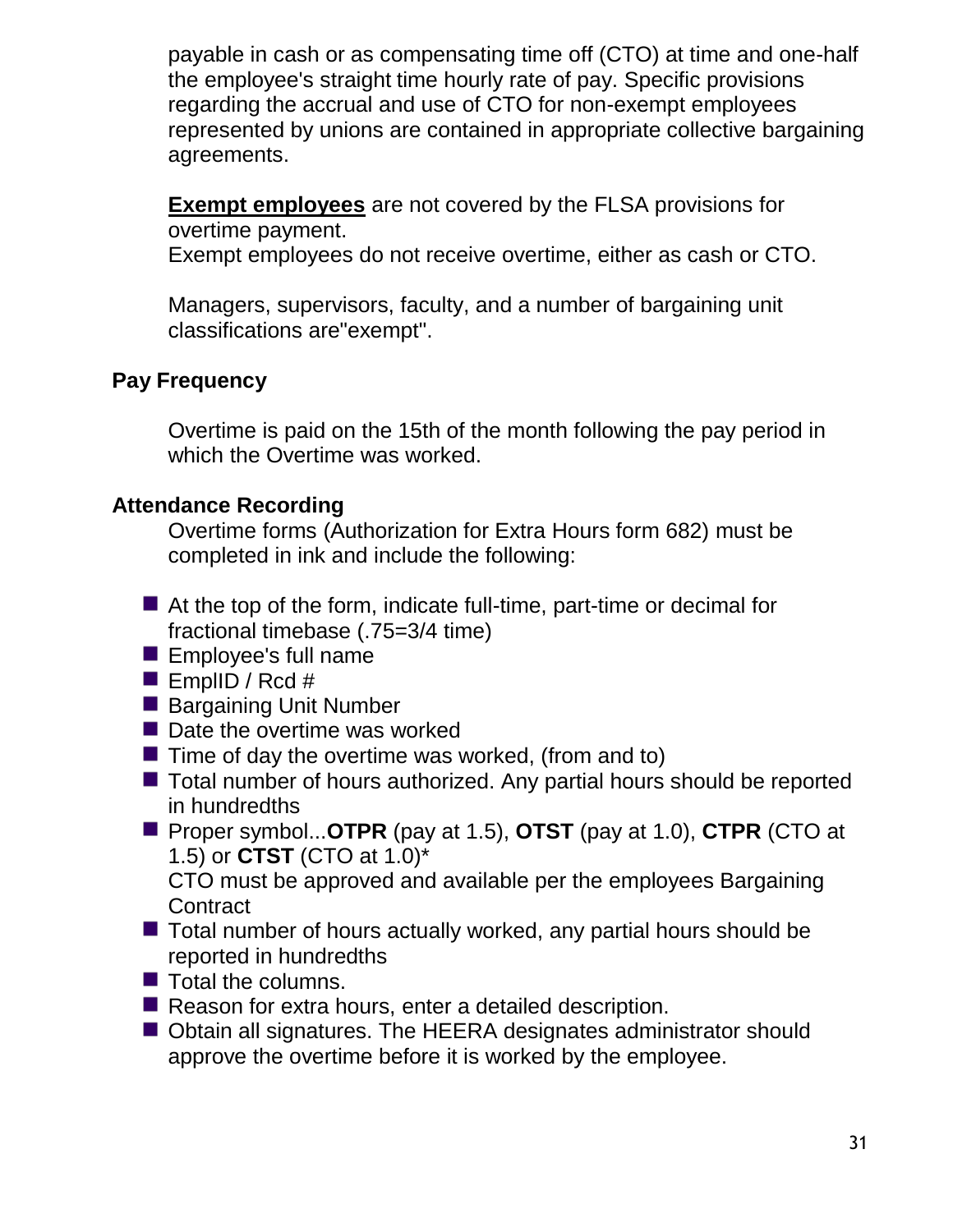payable in cash or as compensating time off (CTO) at time and one-half the employee's straight time hourly rate of pay. Specific provisions regarding the accrual and use of CTO for non-exempt employees represented by unions are contained in appropriate collective bargaining agreements.

**Exempt employees** are not covered by the FLSA provisions for overtime payment.
Exempt employees do not receive overtime, either as cash or CTO.

Managers, supervisors, faculty, and a number of bargaining unit classifications are"exempt".

### Pay Frequency

Overtime is paid on the 15th of the month following the pay period in which the Overtime was worked.

### Attendance Recording

Overtime forms (Authorization for Extra Hours form 682) must be completed in ink and include the following:

- At the top of the form, indicate full-time, part-time or decimal for fractional timebase (.75=3/4 time)
- Employee's full name
- EmplID / Rcd #
- Bargaining Unit Number
- Date the overtime was worked
- Time of day the overtime was worked, (from and to)
- Total number of hours authorized. Any partial hours should be reported in hundredths
- Proper symbol...**OTPR** (pay at 1.5), **OTST** (pay at 1.0), **CTPR** (CTO at 1.5) or **CTST** (CTO at 1.0)*
  CTO must be approved and available per the employees Bargaining Contract
- Total number of hours actually worked, any partial hours should be reported in hundredths
- Total the columns.
- Reason for extra hours, enter a detailed description.
- Obtain all signatures. The HEERA designates administrator should approve the overtime before it is worked by the employee.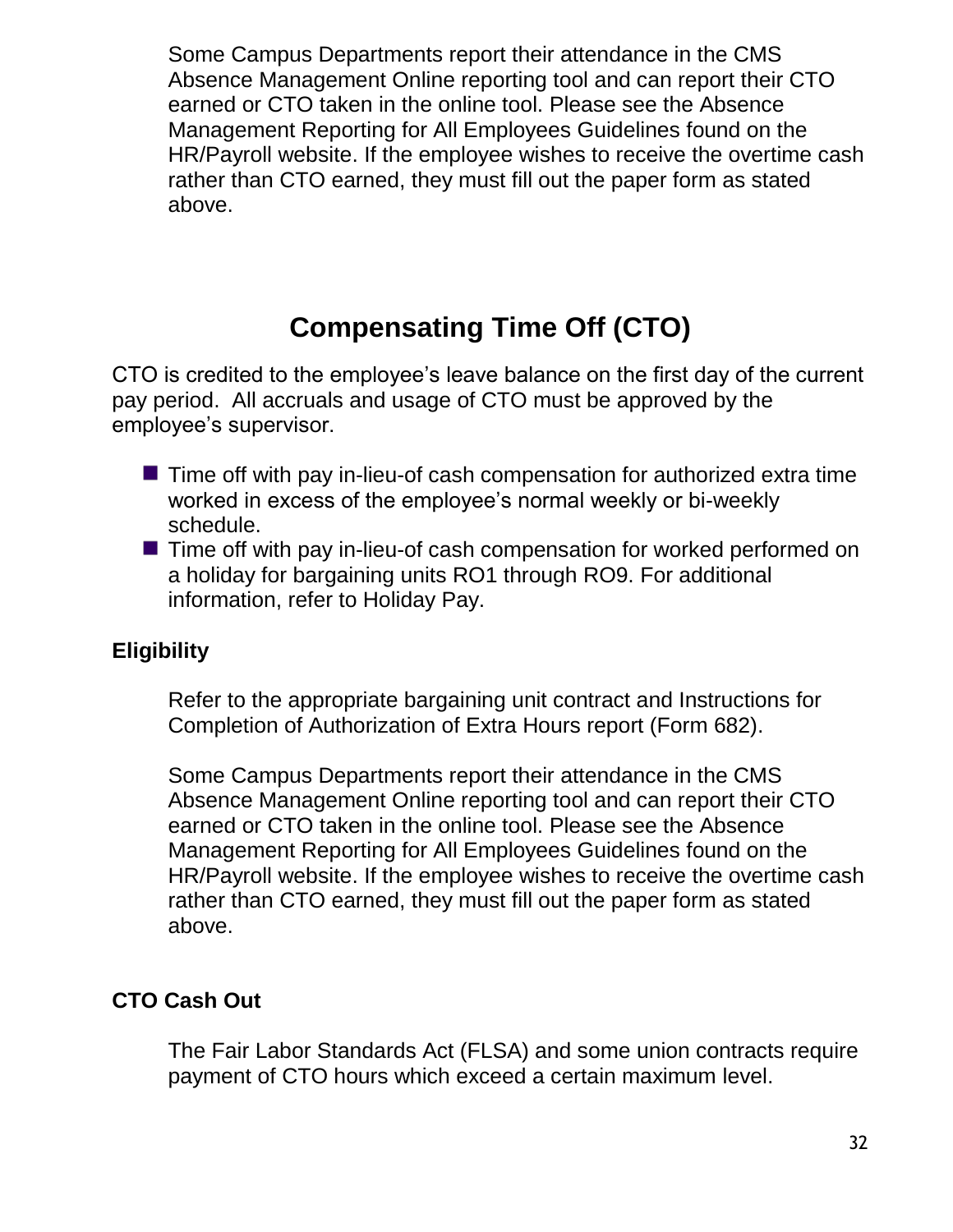Some Campus Departments report their attendance in the CMS Absence Management Online reporting tool and can report their CTO earned or CTO taken in the online tool. Please see the Absence Management Reporting for All Employees Guidelines found on the HR/Payroll website. If the employee wishes to receive the overtime cash rather than CTO earned, they must fill out the paper form as stated above.

# Compensating Time Off (CTO)

CTO is credited to the employee's leave balance on the first day of the current pay period. All accruals and usage of CTO must be approved by the employee's supervisor.

- Time off with pay in-lieu-of cash compensation for authorized extra time worked in excess of the employee's normal weekly or bi-weekly schedule.
- Time off with pay in-lieu-of cash compensation for worked performed on a holiday for bargaining units RO1 through RO9. For additional information, refer to Holiday Pay.

### Eligibility

Refer to the appropriate bargaining unit contract and Instructions for Completion of Authorization of Extra Hours report (Form 682).

Some Campus Departments report their attendance in the CMS Absence Management Online reporting tool and can report their CTO earned or CTO taken in the online tool. Please see the Absence Management Reporting for All Employees Guidelines found on the HR/Payroll website. If the employee wishes to receive the overtime cash rather than CTO earned, they must fill out the paper form as stated above.

### CTO Cash Out

The Fair Labor Standards Act (FLSA) and some union contracts require payment of CTO hours which exceed a certain maximum level.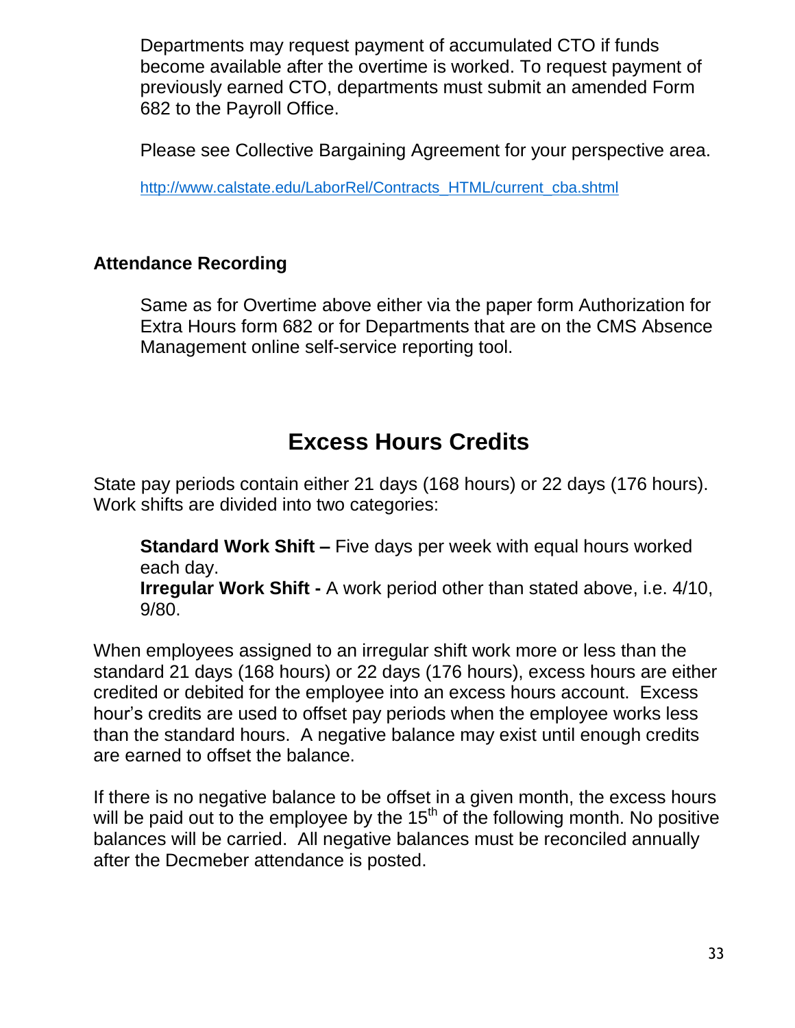Departments may request payment of accumulated CTO if funds become available after the overtime is worked. To request payment of previously earned CTO, departments must submit an amended Form 682 to the Payroll Office.

Please see Collective Bargaining Agreement for your perspective area.

http://www.calstate.edu/LaborRel/Contracts_HTML/current_cba.shtml

### Attendance Recording

Same as for Overtime above either via the paper form Authorization for Extra Hours form 682 or for Departments that are on the CMS Absence Management online self-service reporting tool.

## Excess Hours Credits

State pay periods contain either 21 days (168 hours) or 22 days (176 hours). Work shifts are divided into two categories:

**Standard Work Shift –** Five days per week with equal hours worked each day.
**Irregular Work Shift -** A work period other than stated above, i.e. 4/10, 9/80.

When employees assigned to an irregular shift work more or less than the standard 21 days (168 hours) or 22 days (176 hours), excess hours are either credited or debited for the employee into an excess hours account. Excess hour's credits are used to offset pay periods when the employee works less than the standard hours. A negative balance may exist until enough credits are earned to offset the balance.

If there is no negative balance to be offset in a given month, the excess hours will be paid out to the employee by the 15th of the following month. No positive balances will be carried. All negative balances must be reconciled annually after the Decmeber attendance is posted.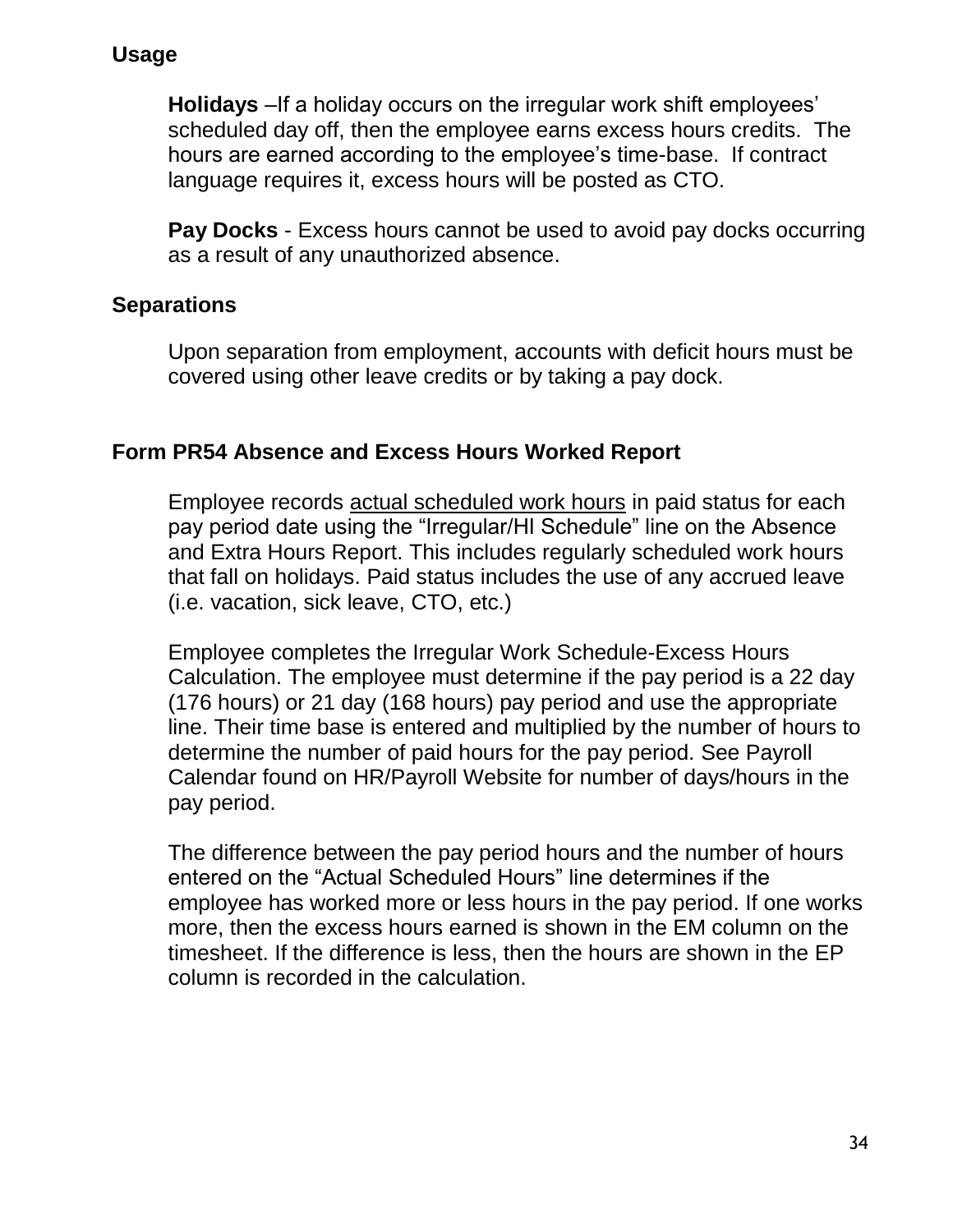## Usage

**Holidays** –If a holiday occurs on the irregular work shift employees' scheduled day off, then the employee earns excess hours credits. The hours are earned according to the employee's time-base. If contract language requires it, excess hours will be posted as CTO.

**Pay Docks** - Excess hours cannot be used to avoid pay docks occurring as a result of any unauthorized absence.

## Separations

Upon separation from employment, accounts with deficit hours must be covered using other leave credits or by taking a pay dock.

## Form PR54 Absence and Excess Hours Worked Report

Employee records <u>actual scheduled work hours</u> in paid status for each pay period date using the "Irregular/HI Schedule" line on the Absence and Extra Hours Report. This includes regularly scheduled work hours that fall on holidays. Paid status includes the use of any accrued leave (i.e. vacation, sick leave, CTO, etc.)

Employee completes the Irregular Work Schedule-Excess Hours Calculation. The employee must determine if the pay period is a 22 day (176 hours) or 21 day (168 hours) pay period and use the appropriate line. Their time base is entered and multiplied by the number of hours to determine the number of paid hours for the pay period. See Payroll Calendar found on HR/Payroll Website for number of days/hours in the pay period.

The difference between the pay period hours and the number of hours entered on the "Actual Scheduled Hours" line determines if the employee has worked more or less hours in the pay period. If one works more, then the excess hours earned is shown in the EM column on the timesheet. If the difference is less, then the hours are shown in the EP column is recorded in the calculation.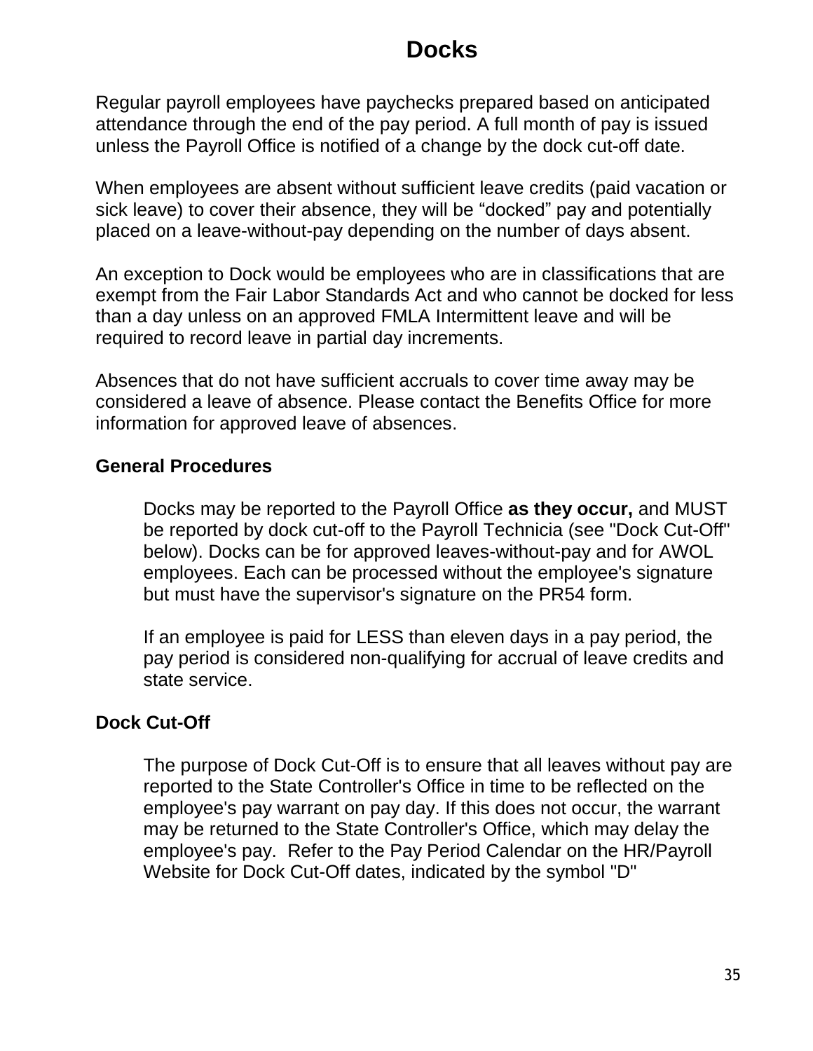# Docks

Regular payroll employees have paychecks prepared based on anticipated attendance through the end of the pay period. A full month of pay is issued unless the Payroll Office is notified of a change by the dock cut-off date.

When employees are absent without sufficient leave credits (paid vacation or sick leave) to cover their absence, they will be “docked” pay and potentially placed on a leave-without-pay depending on the number of days absent.

An exception to Dock would be employees who are in classifications that are exempt from the Fair Labor Standards Act and who cannot be docked for less than a day unless on an approved FMLA Intermittent leave and will be required to record leave in partial day increments.

Absences that do not have sufficient accruals to cover time away may be considered a leave of absence. Please contact the Benefits Office for more information for approved leave of absences.

## General Procedures

Docks may be reported to the Payroll Office **as they occur,** and MUST be reported by dock cut-off to the Payroll Technicia (see "Dock Cut-Off" below). Docks can be for approved leaves-without-pay and for AWOL employees. Each can be processed without the employee's signature but must have the supervisor's signature on the PR54 form.

If an employee is paid for LESS than eleven days in a pay period, the pay period is considered non-qualifying for accrual of leave credits and state service.

## Dock Cut-Off

The purpose of Dock Cut-Off is to ensure that all leaves without pay are reported to the State Controller's Office in time to be reflected on the employee's pay warrant on pay day. If this does not occur, the warrant may be returned to the State Controller's Office, which may delay the employee's pay. Refer to the Pay Period Calendar on the HR/Payroll Website for Dock Cut-Off dates, indicated by the symbol "D"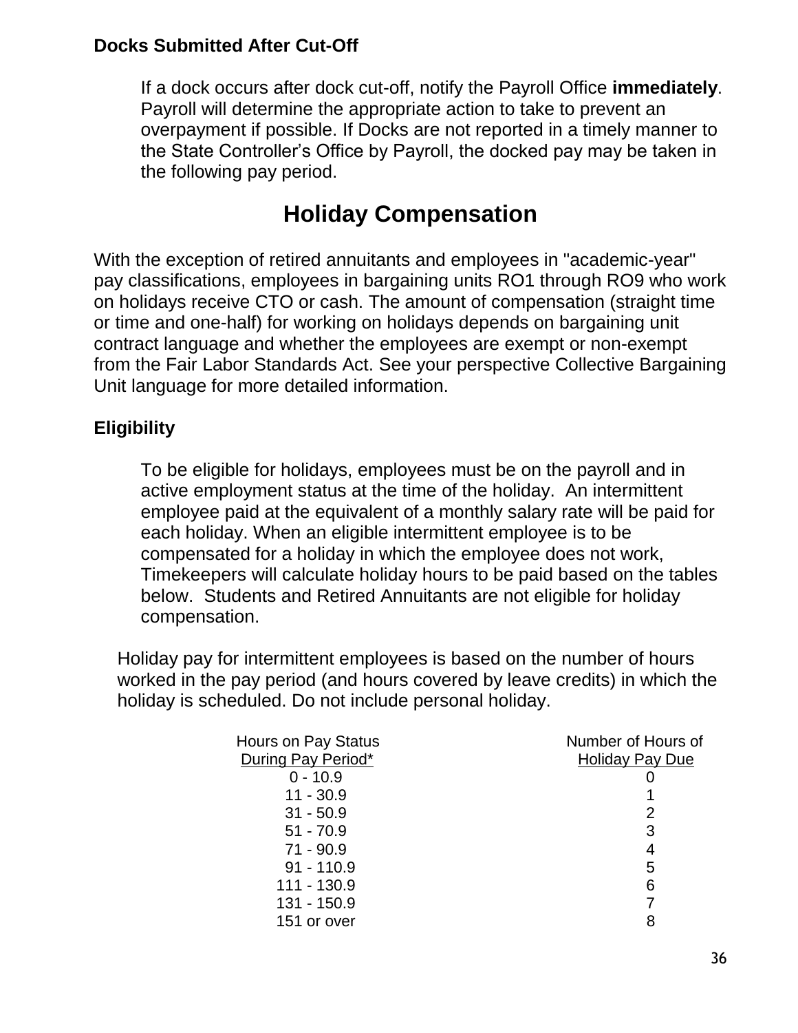### Docks Submitted After Cut-Off

If a dock occurs after dock cut-off, notify the Payroll Office **immediately**. Payroll will determine the appropriate action to take to prevent an overpayment if possible. If Docks are not reported in a timely manner to the State Controller's Office by Payroll, the docked pay may be taken in the following pay period.

## Holiday Compensation

With the exception of retired annuitants and employees in "academic-year" pay classifications, employees in bargaining units RO1 through RO9 who work on holidays receive CTO or cash. The amount of compensation (straight time or time and one-half) for working on holidays depends on bargaining unit contract language and whether the employees are exempt or non-exempt from the Fair Labor Standards Act. See your perspective Collective Bargaining Unit language for more detailed information.

### Eligibility

To be eligible for holidays, employees must be on the payroll and in active employment status at the time of the holiday. An intermittent employee paid at the equivalent of a monthly salary rate will be paid for each holiday. When an eligible intermittent employee is to be compensated for a holiday in which the employee does not work, Timekeepers will calculate holiday hours to be paid based on the tables below. Students and Retired Annuitants are not eligible for holiday compensation.

Holiday pay for intermittent employees is based on the number of hours worked in the pay period (and hours covered by leave credits) in which the holiday is scheduled. Do not include personal holiday.

| Hours on Pay Status During Pay Period* | Number of Hours of Holiday Pay Due |
|---|---|
| 0 - 10.9 | 0 |
| 11 - 30.9 | 1 |
| 31 - 50.9 | 2 |
| 51 - 70.9 | 3 |
| 71 - 90.9 | 4 |
| 91 - 110.9 | 5 |
| 111 - 130.9 | 6 |
| 131 - 150.9 | 7 |
| 151 or over | 8 |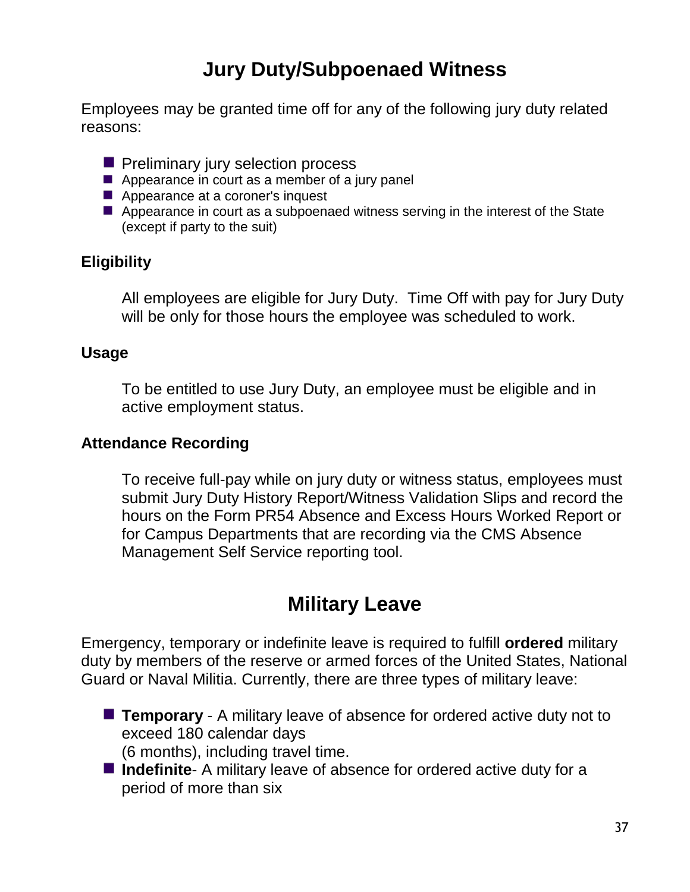# Jury Duty/Subpoenaed Witness

Employees may be granted time off for any of the following jury duty related reasons:

- Preliminary jury selection process
- Appearance in court as a member of a jury panel
- Appearance at a coroner's inquest
- Appearance in court as a subpoenaed witness serving in the interest of the State (except if party to the suit)

### Eligibility

All employees are eligible for Jury Duty. Time Off with pay for Jury Duty will be only for those hours the employee was scheduled to work.

### Usage

To be entitled to use Jury Duty, an employee must be eligible and in active employment status.

### Attendance Recording

To receive full-pay while on jury duty or witness status, employees must submit Jury Duty History Report/Witness Validation Slips and record the hours on the Form PR54 Absence and Excess Hours Worked Report or for Campus Departments that are recording via the CMS Absence Management Self Service reporting tool.

# Military Leave

Emergency, temporary or indefinite leave is required to fulfill **ordered** military duty by members of the reserve or armed forces of the United States, National Guard or Naval Militia. Currently, there are three types of military leave:

- **Temporary** - A military leave of absence for ordered active duty not to exceed 180 calendar days (6 months), including travel time.
- **Indefinite**- A military leave of absence for ordered active duty for a period of more than six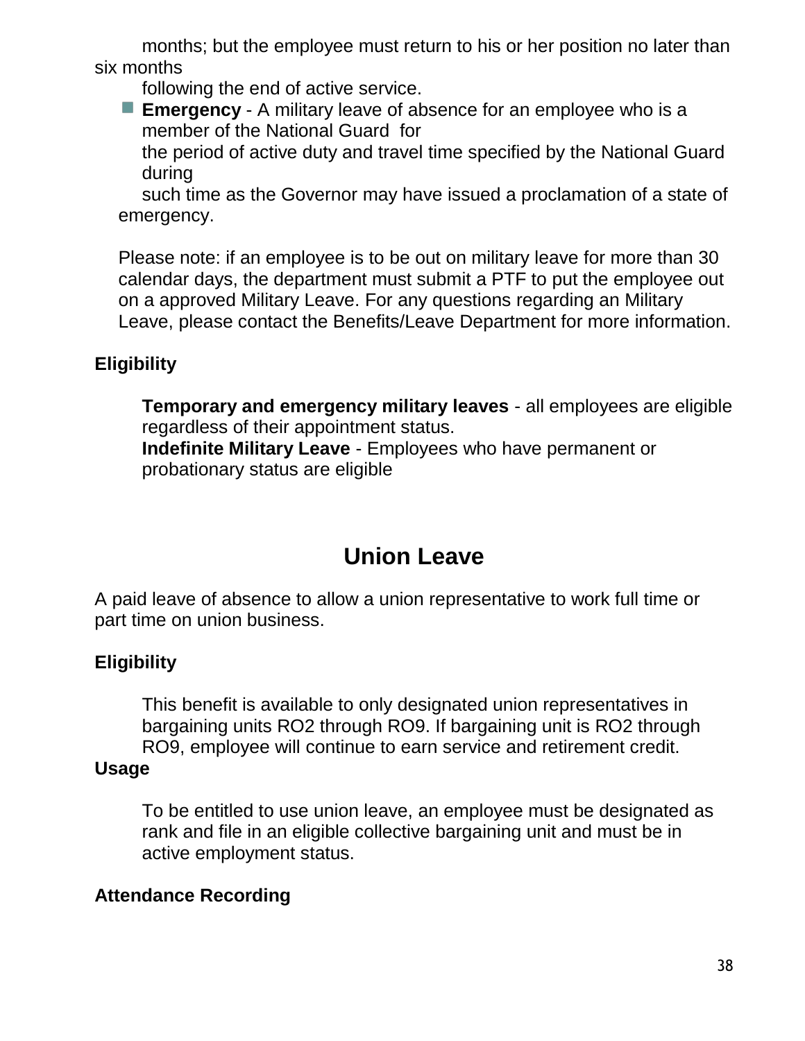months; but the employee must return to his or her position no later than six months following the end of active service.

- **Emergency** - A military leave of absence for an employee who is a member of the National Guard for the period of active duty and travel time specified by the National Guard during such time as the Governor may have issued a proclamation of a state of emergency.

Please note: if an employee is to be out on military leave for more than 30 calendar days, the department must submit a PTF to put the employee out on a approved Military Leave. For any questions regarding an Military Leave, please contact the Benefits/Leave Department for more information.

**Eligibility**

**Temporary and emergency military leaves** - all employees are eligible regardless of their appointment status.
**Indefinite Military Leave** - Employees who have permanent or probationary status are eligible

## Union Leave

A paid leave of absence to allow a union representative to work full time or part time on union business.

**Eligibility**

This benefit is available to only designated union representatives in bargaining units RO2 through RO9. If bargaining unit is RO2 through RO9, employee will continue to earn service and retirement credit.

**Usage**

To be entitled to use union leave, an employee must be designated as rank and file in an eligible collective bargaining unit and must be in active employment status.

**Attendance Recording**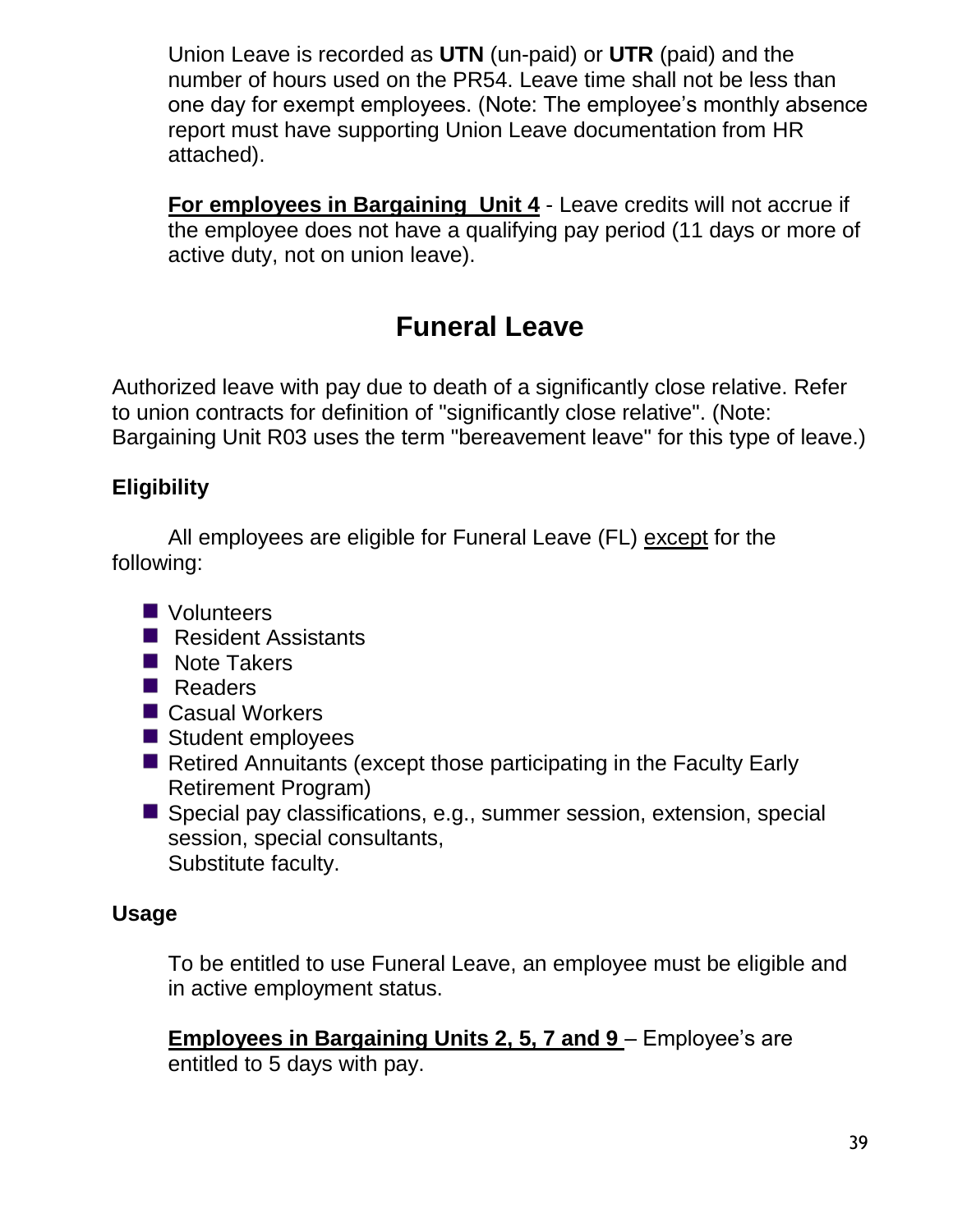Union Leave is recorded as **UTN** (un-paid) or **UTR** (paid) and the number of hours used on the PR54. Leave time shall not be less than one day for exempt employees. (Note: The employee's monthly absence report must have supporting Union Leave documentation from HR attached).

**For employees in Bargaining Unit 4** - Leave credits will not accrue if the employee does not have a qualifying pay period (11 days or more of active duty, not on union leave).

## Funeral Leave

Authorized leave with pay due to death of a significantly close relative. Refer to union contracts for definition of "significantly close relative". (Note: Bargaining Unit R03 uses the term "bereavement leave" for this type of leave.)

### Eligibility

All employees are eligible for Funeral Leave (FL) except for the following:

- Volunteers
- Resident Assistants
- Note Takers
- Readers
- Casual Workers
- Student employees
- Retired Annuitants (except those participating in the Faculty Early Retirement Program)
- Special pay classifications, e.g., summer session, extension, special session, special consultants, Substitute faculty.

### Usage

To be entitled to use Funeral Leave, an employee must be eligible and in active employment status.

**Employees in Bargaining Units 2, 5, 7 and 9** – Employee's are entitled to 5 days with pay.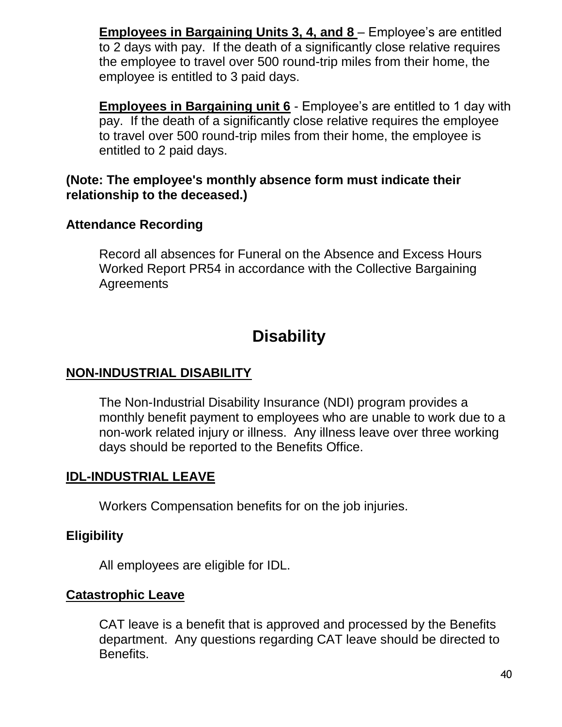**Employees in Bargaining Units 3, 4, and 8** – Employee's are entitled to 2 days with pay. If the death of a significantly close relative requires the employee to travel over 500 round-trip miles from their home, the employee is entitled to 3 paid days.

**Employees in Bargaining unit 6** - Employee's are entitled to 1 day with pay. If the death of a significantly close relative requires the employee to travel over 500 round-trip miles from their home, the employee is entitled to 2 paid days.

**(Note: The employee's monthly absence form must indicate their relationship to the deceased.)**

**Attendance Recording**

Record all absences for Funeral on the Absence and Excess Hours Worked Report PR54 in accordance with the Collective Bargaining Agreements

# Disability

**NON-INDUSTRIAL DISABILITY**

The Non-Industrial Disability Insurance (NDI) program provides a monthly benefit payment to employees who are unable to work due to a non-work related injury or illness. Any illness leave over three working days should be reported to the Benefits Office.

**IDL-INDUSTRIAL LEAVE**

Workers Compensation benefits for on the job injuries.

**Eligibility**

All employees are eligible for IDL.

**Catastrophic Leave**

CAT leave is a benefit that is approved and processed by the Benefits department. Any questions regarding CAT leave should be directed to Benefits.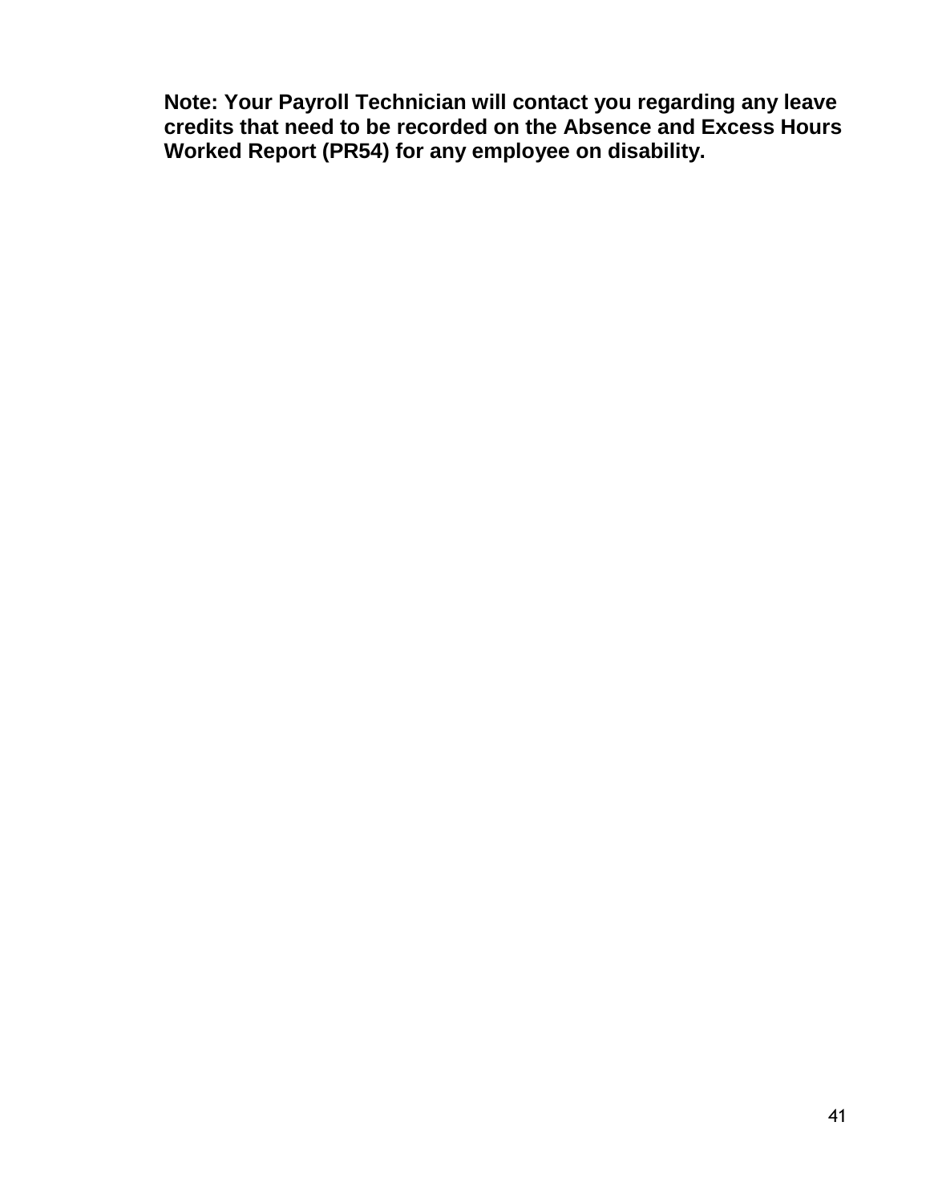**Note: Your Payroll Technician will contact you regarding any leave credits that need to be recorded on the Absence and Excess Hours Worked Report (PR54) for any employee on disability.**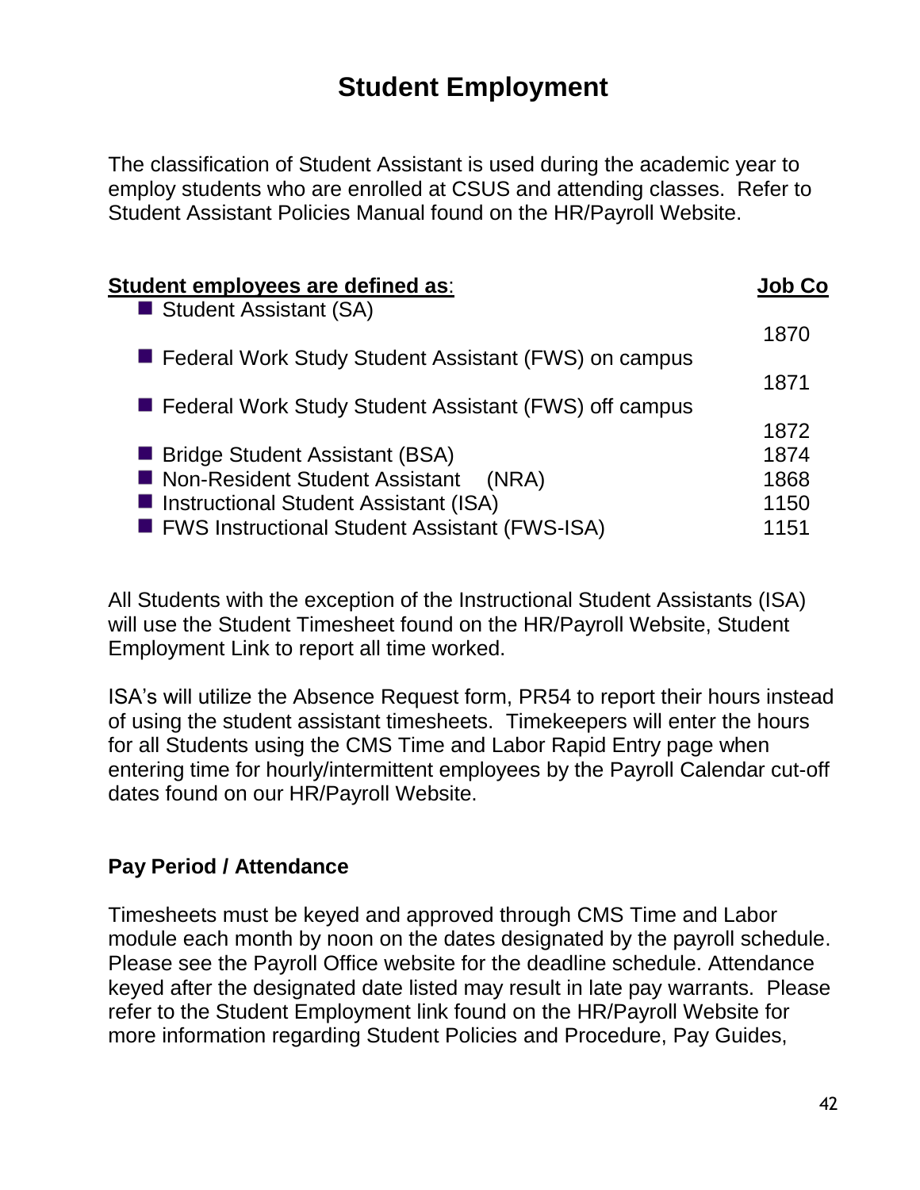# Student Employment

The classification of Student Assistant is used during the academic year to employ students who are enrolled at CSUS and attending classes. Refer to Student Assistant Policies Manual found on the HR/Payroll Website.

| **Student employees are defined as**: | **Job Co** |
|---|---|
| Student Assistant (SA) | 1870 |
| Federal Work Study Student Assistant (FWS) on campus | 1871 |
| Federal Work Study Student Assistant (FWS) off campus | 1872 |
| Bridge Student Assistant (BSA) | 1874 |
| Non-Resident Student Assistant (NRA) | 1868 |
| Instructional Student Assistant (ISA) | 1150 |
| FWS Instructional Student Assistant (FWS-ISA) | 1151 |

All Students with the exception of the Instructional Student Assistants (ISA) will use the Student Timesheet found on the HR/Payroll Website, Student Employment Link to report all time worked.

ISA's will utilize the Absence Request form, PR54 to report their hours instead of using the student assistant timesheets. Timekeepers will enter the hours for all Students using the CMS Time and Labor Rapid Entry page when entering time for hourly/intermittent employees by the Payroll Calendar cut-off dates found on our HR/Payroll Website.

### Pay Period / Attendance

Timesheets must be keyed and approved through CMS Time and Labor module each month by noon on the dates designated by the payroll schedule. Please see the Payroll Office website for the deadline schedule. Attendance keyed after the designated date listed may result in late pay warrants. Please refer to the Student Employment link found on the HR/Payroll Website for more information regarding Student Policies and Procedure, Pay Guides,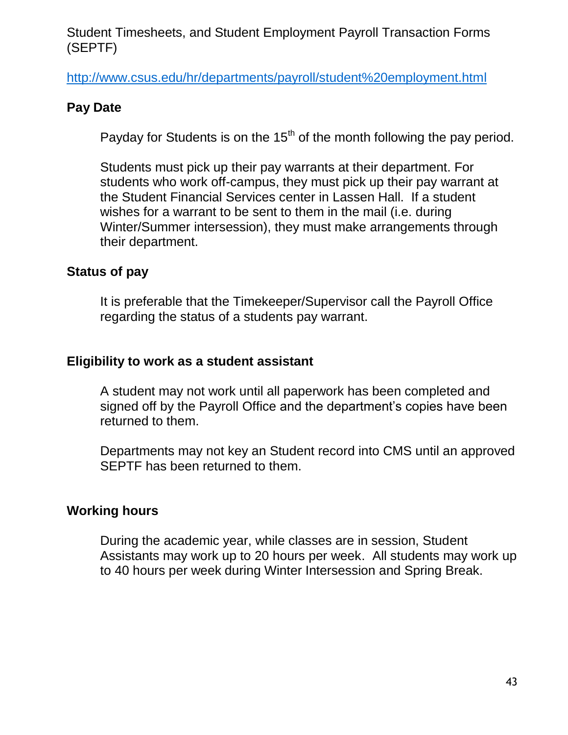Student Timesheets, and Student Employment Payroll Transaction Forms (SEPTF)

http://www.csus.edu/hr/departments/payroll/student%20employment.html

**Pay Date**

Payday for Students is on the 15th of the month following the pay period.

Students must pick up their pay warrants at their department. For students who work off-campus, they must pick up their pay warrant at the Student Financial Services center in Lassen Hall. If a student wishes for a warrant to be sent to them in the mail (i.e. during Winter/Summer intersession), they must make arrangements through their department.

**Status of pay**

It is preferable that the Timekeeper/Supervisor call the Payroll Office regarding the status of a students pay warrant.

**Eligibility to work as a student assistant**

A student may not work until all paperwork has been completed and signed off by the Payroll Office and the department's copies have been returned to them.

Departments may not key an Student record into CMS until an approved SEPTF has been returned to them.

**Working hours**

During the academic year, while classes are in session, Student Assistants may work up to 20 hours per week. All students may work up to 40 hours per week during Winter Intersession and Spring Break.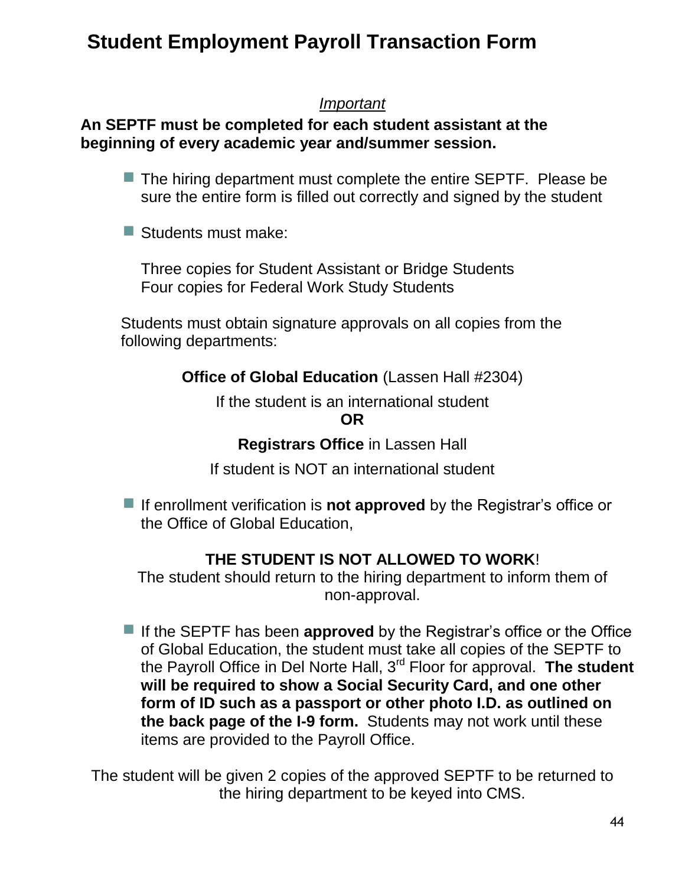# Student Employment Payroll Transaction Form

*Important*

**An SEPTF must be completed for each student assistant at the beginning of every academic year and/summer session.**

- The hiring department must complete the entire SEPTF. Please be sure the entire form is filled out correctly and signed by the student

- Students must make:

  Three copies for Student Assistant or Bridge Students
  Four copies for Federal Work Study Students

Students must obtain signature approvals on all copies from the following departments:

**Office of Global Education** (Lassen Hall #2304)

If the student is an international student

**OR**

**Registrars Office** in Lassen Hall

If student is NOT an international student

- If enrollment verification is **not approved** by the Registrar's office or the Office of Global Education,

**THE STUDENT IS NOT ALLOWED TO WORK**!

The student should return to the hiring department to inform them of non-approval.

- If the SEPTF has been **approved** by the Registrar's office or the Office of Global Education, the student must take all copies of the SEPTF to the Payroll Office in Del Norte Hall, 3rd Floor for approval. **The student will be required to show a Social Security Card, and one other form of ID such as a passport or other photo I.D. as outlined on the back page of the I-9 form.** Students may not work until these items are provided to the Payroll Office.

The student will be given 2 copies of the approved SEPTF to be returned to the hiring department to be keyed into CMS.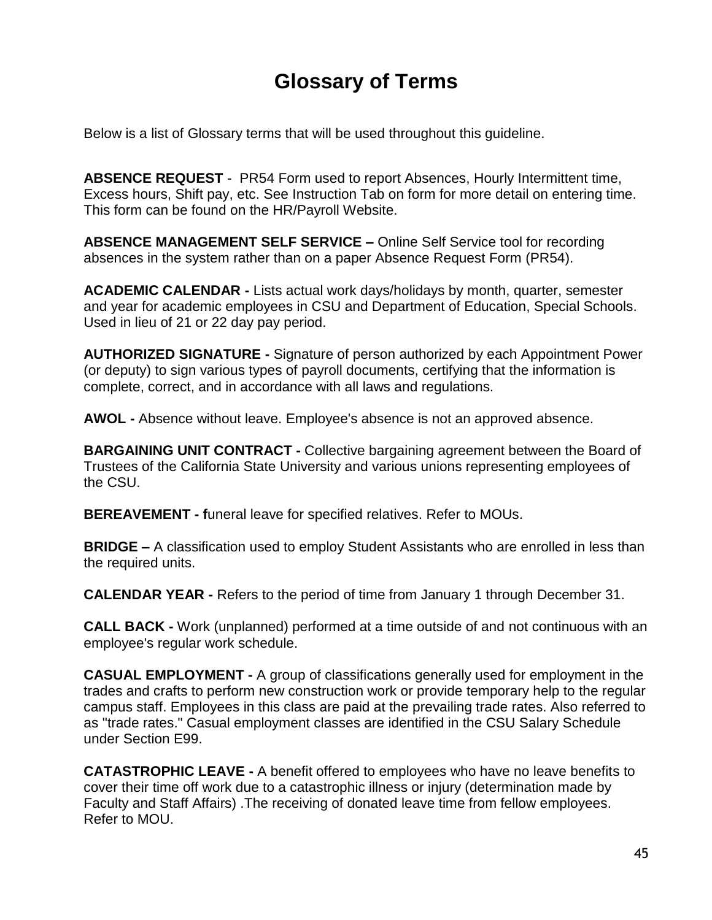# Glossary of Terms

Below is a list of Glossary terms that will be used throughout this guideline.

**ABSENCE REQUEST** - PR54 Form used to report Absences, Hourly Intermittent time, Excess hours, Shift pay, etc. See Instruction Tab on form for more detail on entering time. This form can be found on the HR/Payroll Website.

**ABSENCE MANAGEMENT SELF SERVICE –** Online Self Service tool for recording absences in the system rather than on a paper Absence Request Form (PR54).

**ACADEMIC CALENDAR -** Lists actual work days/holidays by month, quarter, semester and year for academic employees in CSU and Department of Education, Special Schools. Used in lieu of 21 or 22 day pay period.

**AUTHORIZED SIGNATURE -** Signature of person authorized by each Appointment Power (or deputy) to sign various types of payroll documents, certifying that the information is complete, correct, and in accordance with all laws and regulations.

**AWOL -** Absence without leave. Employee's absence is not an approved absence.

**BARGAINING UNIT CONTRACT -** Collective bargaining agreement between the Board of Trustees of the California State University and various unions representing employees of the CSU.

**BEREAVEMENT - f**uneral leave for specified relatives. Refer to MOUs.

**BRIDGE –** A classification used to employ Student Assistants who are enrolled in less than the required units.

**CALENDAR YEAR -** Refers to the period of time from January 1 through December 31.

**CALL BACK -** Work (unplanned) performed at a time outside of and not continuous with an employee's regular work schedule.

**CASUAL EMPLOYMENT -** A group of classifications generally used for employment in the trades and crafts to perform new construction work or provide temporary help to the regular campus staff. Employees in this class are paid at the prevailing trade rates. Also referred to as "trade rates." Casual employment classes are identified in the CSU Salary Schedule under Section E99.

**CATASTROPHIC LEAVE -** A benefit offered to employees who have no leave benefits to cover their time off work due to a catastrophic illness or injury (determination made by Faculty and Staff Affairs) .The receiving of donated leave time from fellow employees. Refer to MOU.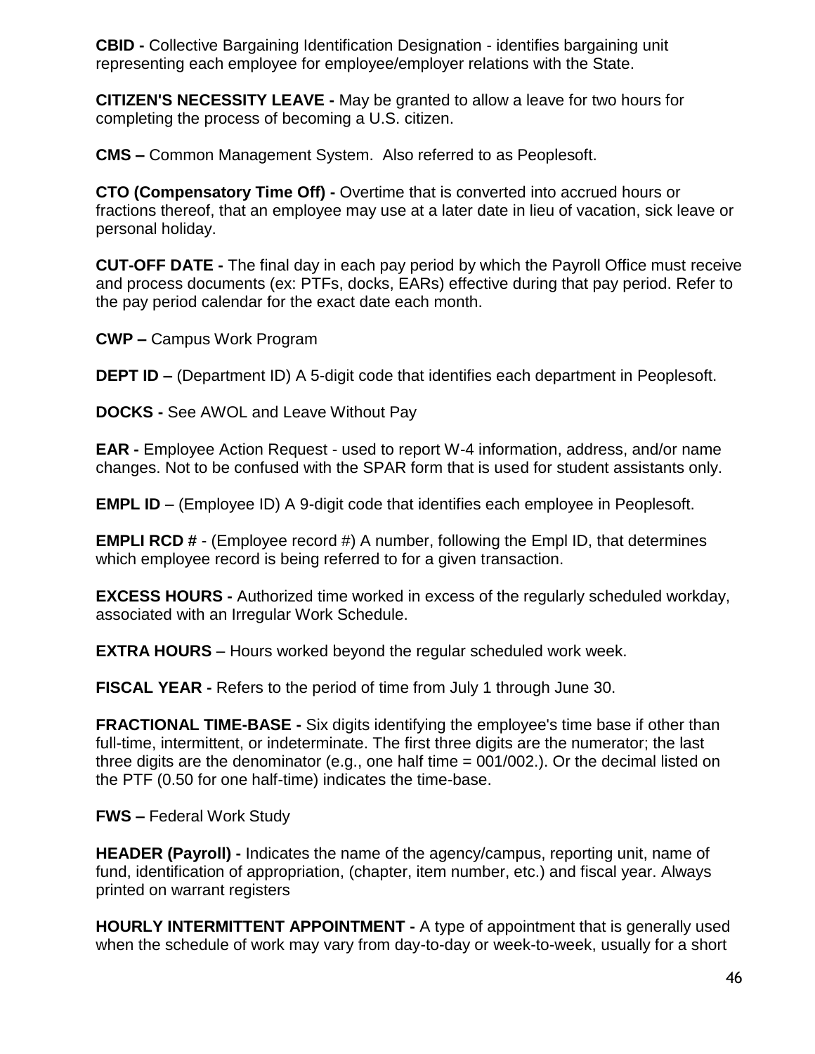**CBID -** Collective Bargaining Identification Designation - identifies bargaining unit representing each employee for employee/employer relations with the State.

**CITIZEN'S NECESSITY LEAVE -** May be granted to allow a leave for two hours for completing the process of becoming a U.S. citizen.

**CMS –** Common Management System. Also referred to as Peoplesoft.

**CTO (Compensatory Time Off) -** Overtime that is converted into accrued hours or fractions thereof, that an employee may use at a later date in lieu of vacation, sick leave or personal holiday.

**CUT-OFF DATE -** The final day in each pay period by which the Payroll Office must receive and process documents (ex: PTFs, docks, EARs) effective during that pay period. Refer to the pay period calendar for the exact date each month.

**CWP –** Campus Work Program

**DEPT ID –** (Department ID) A 5-digit code that identifies each department in Peoplesoft.

**DOCKS -** See AWOL and Leave Without Pay

**EAR -** Employee Action Request - used to report W-4 information, address, and/or name changes. Not to be confused with the SPAR form that is used for student assistants only.

**EMPL ID** – (Employee ID) A 9-digit code that identifies each employee in Peoplesoft.

**EMPLI RCD #** - (Employee record #) A number, following the Empl ID, that determines which employee record is being referred to for a given transaction.

**EXCESS HOURS -** Authorized time worked in excess of the regularly scheduled workday, associated with an Irregular Work Schedule.

**EXTRA HOURS** – Hours worked beyond the regular scheduled work week.

**FISCAL YEAR -** Refers to the period of time from July 1 through June 30.

**FRACTIONAL TIME-BASE -** Six digits identifying the employee's time base if other than full-time, intermittent, or indeterminate. The first three digits are the numerator; the last three digits are the denominator (e.g., one half time = 001/002.). Or the decimal listed on the PTF (0.50 for one half-time) indicates the time-base.

**FWS –** Federal Work Study

**HEADER (Payroll) -** Indicates the name of the agency/campus, reporting unit, name of fund, identification of appropriation, (chapter, item number, etc.) and fiscal year. Always printed on warrant registers

**HOURLY INTERMITTENT APPOINTMENT -** A type of appointment that is generally used when the schedule of work may vary from day-to-day or week-to-week, usually for a short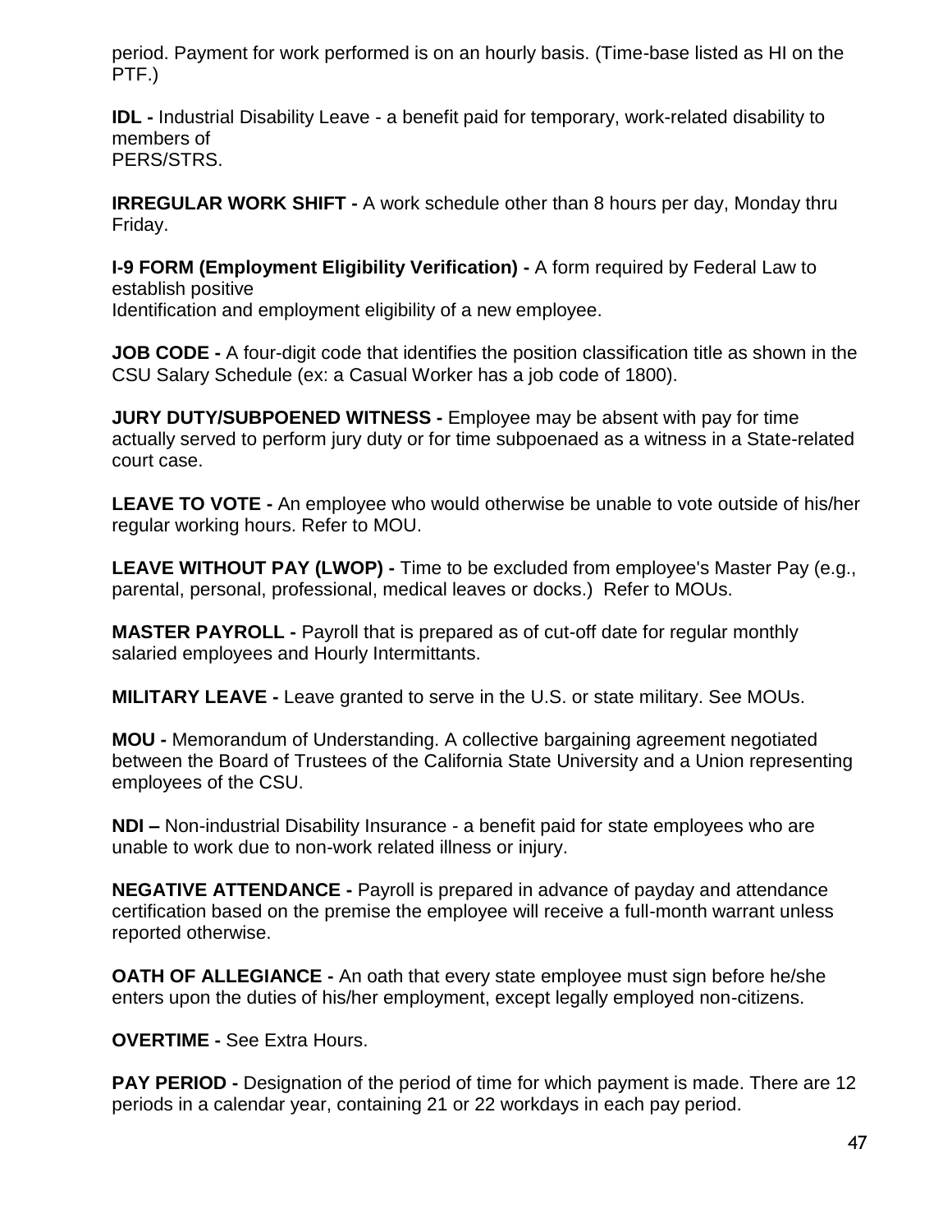period. Payment for work performed is on an hourly basis. (Time-base listed as HI on the PTF.)

**IDL -** Industrial Disability Leave - a benefit paid for temporary, work-related disability to members of
PERS/STRS.

**IRREGULAR WORK SHIFT -** A work schedule other than 8 hours per day, Monday thru Friday.

**I-9 FORM (Employment Eligibility Verification) -** A form required by Federal Law to establish positive
Identification and employment eligibility of a new employee.

**JOB CODE -** A four-digit code that identifies the position classification title as shown in the CSU Salary Schedule (ex: a Casual Worker has a job code of 1800).

**JURY DUTY/SUBPOENED WITNESS -** Employee may be absent with pay for time actually served to perform jury duty or for time subpoenaed as a witness in a State-related court case.

**LEAVE TO VOTE -** An employee who would otherwise be unable to vote outside of his/her regular working hours. Refer to MOU.

**LEAVE WITHOUT PAY (LWOP) -** Time to be excluded from employee's Master Pay (e.g., parental, personal, professional, medical leaves or docks.) Refer to MOUs.

**MASTER PAYROLL -** Payroll that is prepared as of cut-off date for regular monthly salaried employees and Hourly Intermittants.

**MILITARY LEAVE -** Leave granted to serve in the U.S. or state military. See MOUs.

**MOU -** Memorandum of Understanding. A collective bargaining agreement negotiated between the Board of Trustees of the California State University and a Union representing employees of the CSU.

**NDI –** Non-industrial Disability Insurance - a benefit paid for state employees who are unable to work due to non-work related illness or injury.

**NEGATIVE ATTENDANCE -** Payroll is prepared in advance of payday and attendance certification based on the premise the employee will receive a full-month warrant unless reported otherwise.

**OATH OF ALLEGIANCE -** An oath that every state employee must sign before he/she enters upon the duties of his/her employment, except legally employed non-citizens.

**OVERTIME -** See Extra Hours.

**PAY PERIOD -** Designation of the period of time for which payment is made. There are 12 periods in a calendar year, containing 21 or 22 workdays in each pay period.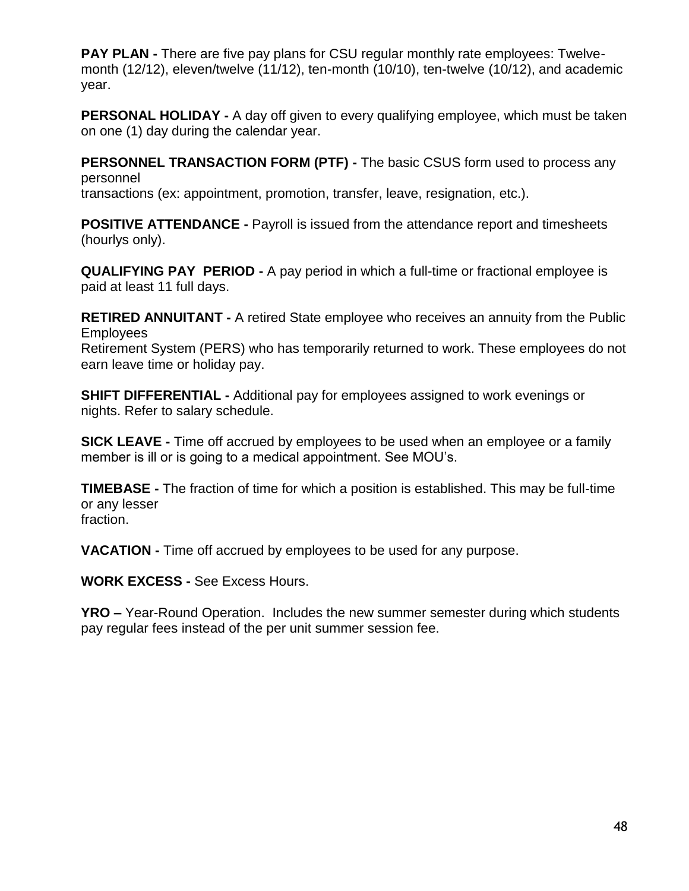**PAY PLAN -** There are five pay plans for CSU regular monthly rate employees: Twelve-month (12/12), eleven/twelve (11/12), ten-month (10/10), ten-twelve (10/12), and academic year.

**PERSONAL HOLIDAY -** A day off given to every qualifying employee, which must be taken on one (1) day during the calendar year.

**PERSONNEL TRANSACTION FORM (PTF) -** The basic CSUS form used to process any personnel transactions (ex: appointment, promotion, transfer, leave, resignation, etc.).

**POSITIVE ATTENDANCE -** Payroll is issued from the attendance report and timesheets (hourlys only).

**QUALIFYING PAY PERIOD -** A pay period in which a full-time or fractional employee is paid at least 11 full days.

**RETIRED ANNUITANT -** A retired State employee who receives an annuity from the Public Employees Retirement System (PERS) who has temporarily returned to work. These employees do not earn leave time or holiday pay.

**SHIFT DIFFERENTIAL -** Additional pay for employees assigned to work evenings or nights. Refer to salary schedule.

**SICK LEAVE -** Time off accrued by employees to be used when an employee or a family member is ill or is going to a medical appointment. See MOU's.

**TIMEBASE -** The fraction of time for which a position is established. This may be full-time or any lesser fraction.

**VACATION -** Time off accrued by employees to be used for any purpose.

**WORK EXCESS -** See Excess Hours.

**YRO –** Year-Round Operation. Includes the new summer semester during which students pay regular fees instead of the per unit summer session fee.